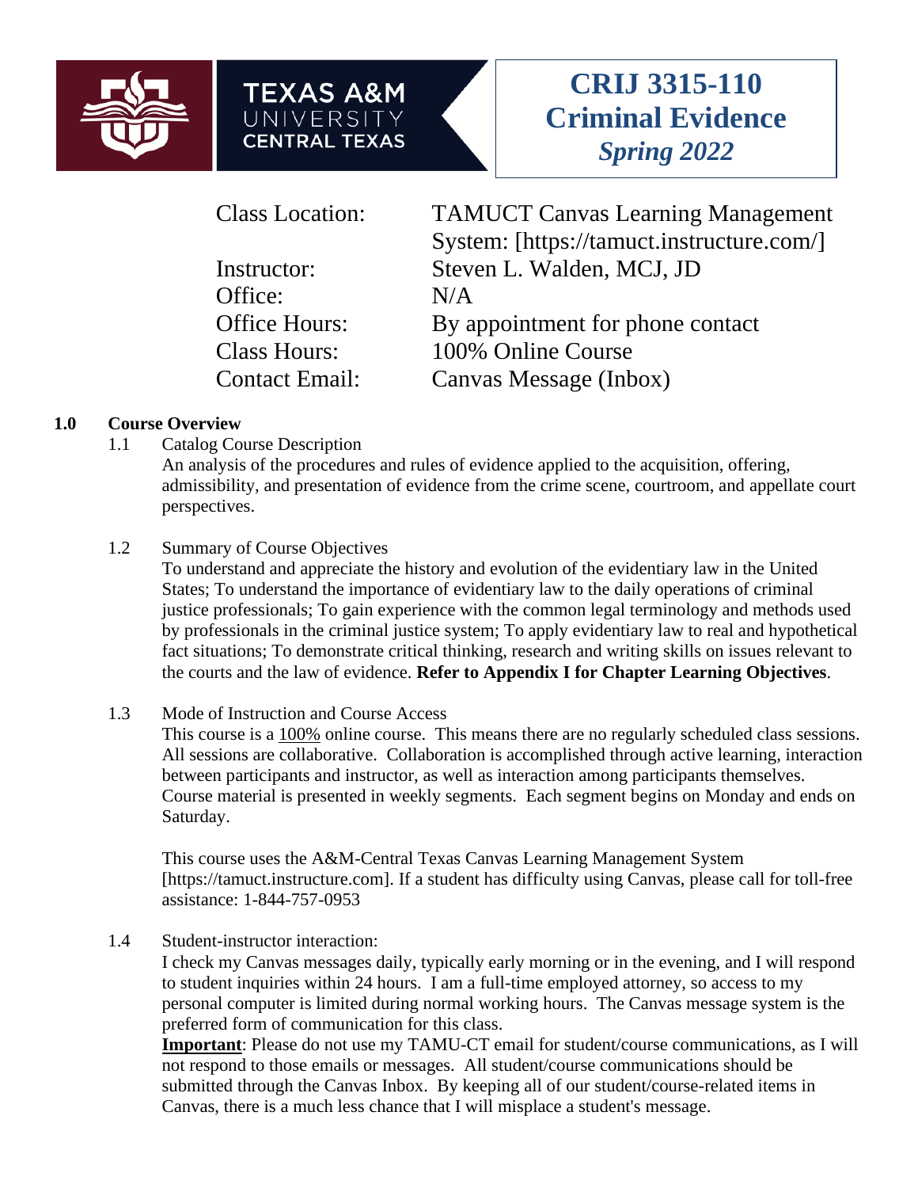TEXAS A&M UNIVERSITY CENTRAL TEXAS

# CRIJ 3315-110 Criminal Evidence *Spring 2022*

| | |
|---|---|
| Class Location: | TAMUCT Canvas Learning Management System: [https://tamuct.instructure.com/] |
| Instructor: | Steven L. Walden, MCJ, JD |
| Office: | N/A |
| Office Hours: | By appointment for phone contact |
| Class Hours: | 100% Online Course |
| Contact Email: | Canvas Message (Inbox) |

## 1.0 Course Overview

### 1.1 Catalog Course Description

An analysis of the procedures and rules of evidence applied to the acquisition, offering, admissibility, and presentation of evidence from the crime scene, courtroom, and appellate court perspectives.

### 1.2 Summary of Course Objectives

To understand and appreciate the history and evolution of the evidentiary law in the United States; To understand the importance of evidentiary law to the daily operations of criminal justice professionals; To gain experience with the common legal terminology and methods used by professionals in the criminal justice system; To apply evidentiary law to real and hypothetical fact situations; To demonstrate critical thinking, research and writing skills on issues relevant to the courts and the law of evidence. **Refer to Appendix I for Chapter Learning Objectives**.

### 1.3 Mode of Instruction and Course Access

This course is a 100% online course. This means there are no regularly scheduled class sessions. All sessions are collaborative. Collaboration is accomplished through active learning, interaction between participants and instructor, as well as interaction among participants themselves. Course material is presented in weekly segments. Each segment begins on Monday and ends on Saturday.

This course uses the A&M-Central Texas Canvas Learning Management System [https://tamuct.instructure.com]. If a student has difficulty using Canvas, please call for toll-free assistance: 1-844-757-0953

### 1.4 Student-instructor interaction:

I check my Canvas messages daily, typically early morning or in the evening, and I will respond to student inquiries within 24 hours. I am a full-time employed attorney, so access to my personal computer is limited during normal working hours. The Canvas message system is the preferred form of communication for this class.

**Important**: Please do not use my TAMU-CT email for student/course communications, as I will not respond to those emails or messages. All student/course communications should be submitted through the Canvas Inbox. By keeping all of our student/course-related items in Canvas, there is a much less chance that I will misplace a student's message.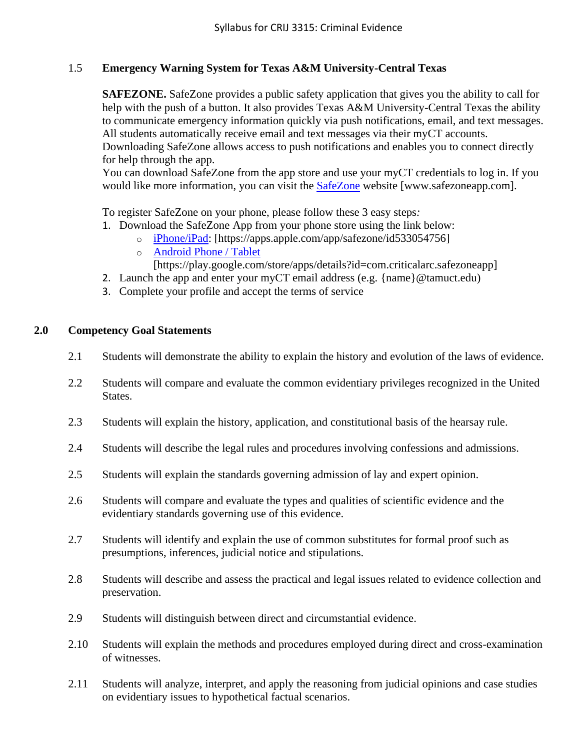### 1.5 Emergency Warning System for Texas A&M University-Central Texas

**SAFEZONE.** SafeZone provides a public safety application that gives you the ability to call for help with the push of a button. It also provides Texas A&M University-Central Texas the ability to communicate emergency information quickly via push notifications, email, and text messages. All students automatically receive email and text messages via their myCT accounts. Downloading SafeZone allows access to push notifications and enables you to connect directly for help through the app.

You can download SafeZone from the app store and use your myCT credentials to log in. If you would like more information, you can visit the [SafeZone](www.safezoneapp.com) website [www.safezoneapp.com].

To register SafeZone on your phone, please follow these 3 easy steps*:*

1. Download the SafeZone App from your phone store using the link below:
   - [iPhone/iPad](https://apps.apple.com/app/safezone/id533054756): [https://apps.apple.com/app/safezone/id533054756]
   - [Android Phone / Tablet](https://play.google.com/store/apps/details?id=com.criticalarc.safezoneapp) [https://play.google.com/store/apps/details?id=com.criticalarc.safezoneapp]
2. Launch the app and enter your myCT email address (e.g. {name}@tamuct.edu)
3. Complete your profile and accept the terms of service

## 2.0 Competency Goal Statements

2.1 Students will demonstrate the ability to explain the history and evolution of the laws of evidence.

2.2 Students will compare and evaluate the common evidentiary privileges recognized in the United States.

2.3 Students will explain the history, application, and constitutional basis of the hearsay rule.

2.4 Students will describe the legal rules and procedures involving confessions and admissions.

2.5 Students will explain the standards governing admission of lay and expert opinion.

2.6 Students will compare and evaluate the types and qualities of scientific evidence and the evidentiary standards governing use of this evidence.

2.7 Students will identify and explain the use of common substitutes for formal proof such as presumptions, inferences, judicial notice and stipulations.

2.8 Students will describe and assess the practical and legal issues related to evidence collection and preservation.

2.9 Students will distinguish between direct and circumstantial evidence.

2.10 Students will explain the methods and procedures employed during direct and cross-examination of witnesses.

2.11 Students will analyze, interpret, and apply the reasoning from judicial opinions and case studies on evidentiary issues to hypothetical factual scenarios.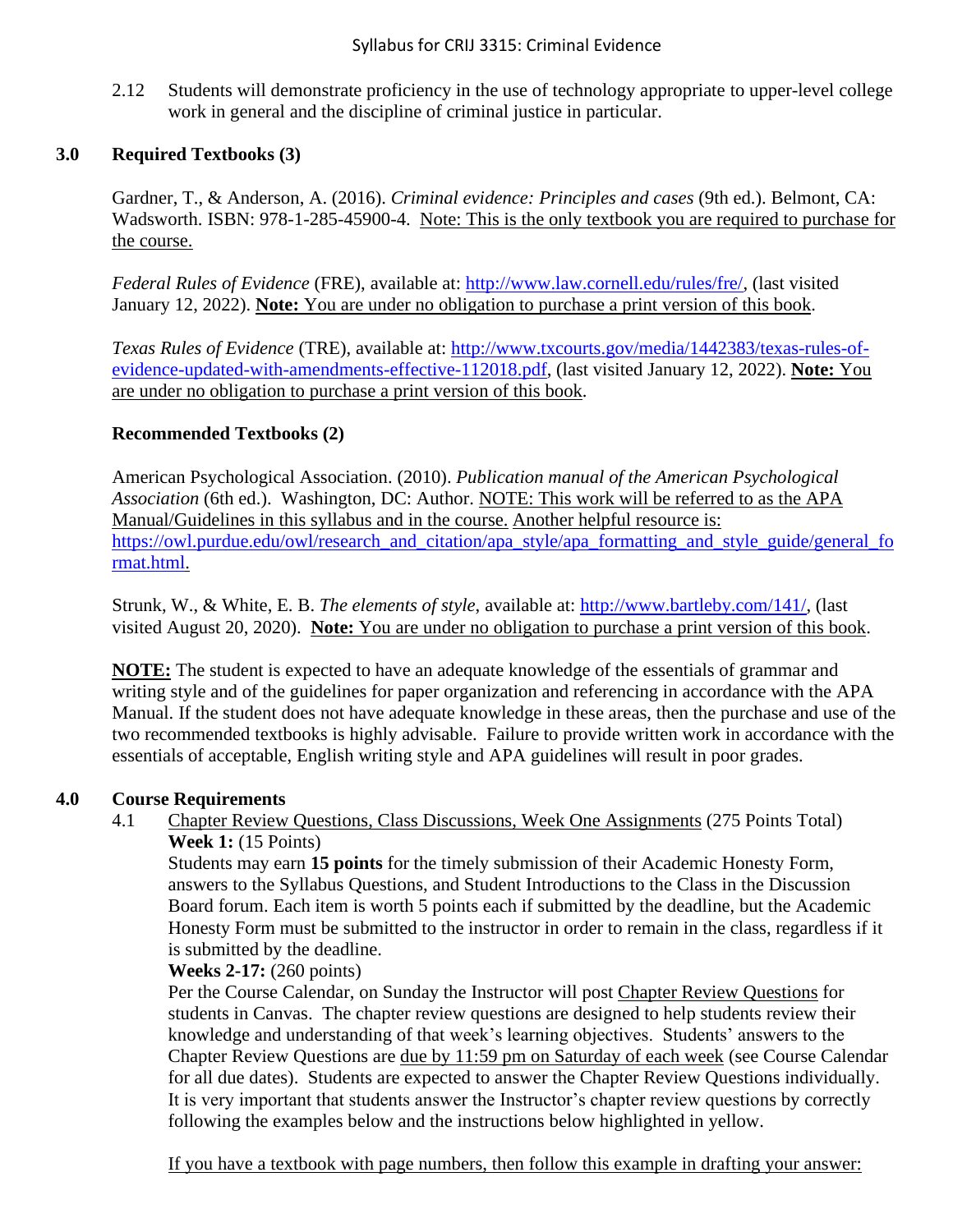2.12 Students will demonstrate proficiency in the use of technology appropriate to upper-level college work in general and the discipline of criminal justice in particular.

## 3.0 Required Textbooks (3)

Gardner, T., & Anderson, A. (2016). *Criminal evidence: Principles and cases* (9th ed.). Belmont, CA: Wadsworth. ISBN: 978-1-285-45900-4. Note: This is the only textbook you are required to purchase for the course.

*Federal Rules of Evidence* (FRE), available at: http://www.law.cornell.edu/rules/fre/, (last visited January 12, 2022). **Note:** You are under no obligation to purchase a print version of this book.

*Texas Rules of Evidence* (TRE), available at: http://www.txcourts.gov/media/1442383/texas-rules-of-evidence-updated-with-amendments-effective-112018.pdf, (last visited January 12, 2022). **Note:** You are under no obligation to purchase a print version of this book.

### Recommended Textbooks (2)

American Psychological Association. (2010). *Publication manual of the American Psychological Association* (6th ed.). Washington, DC: Author. NOTE: This work will be referred to as the APA Manual/Guidelines in this syllabus and in the course. Another helpful resource is: https://owl.purdue.edu/owl/research_and_citation/apa_style/apa_formatting_and_style_guide/general_format.html.

Strunk, W., & White, E. B. *The elements of style*, available at: http://www.bartleby.com/141/, (last visited August 20, 2020). **Note:** You are under no obligation to purchase a print version of this book.

**NOTE:** The student is expected to have an adequate knowledge of the essentials of grammar and writing style and of the guidelines for paper organization and referencing in accordance with the APA Manual. If the student does not have adequate knowledge in these areas, then the purchase and use of the two recommended textbooks is highly advisable. Failure to provide written work in accordance with the essentials of acceptable, English writing style and APA guidelines will result in poor grades.

## 4.0 Course Requirements

4.1 Chapter Review Questions, Class Discussions, Week One Assignments (275 Points Total)

**Week 1:** (15 Points)

Students may earn **15 points** for the timely submission of their Academic Honesty Form, answers to the Syllabus Questions, and Student Introductions to the Class in the Discussion Board forum. Each item is worth 5 points each if submitted by the deadline, but the Academic Honesty Form must be submitted to the instructor in order to remain in the class, regardless if it is submitted by the deadline.

**Weeks 2-17:** (260 points)

Per the Course Calendar, on Sunday the Instructor will post Chapter Review Questions for students in Canvas. The chapter review questions are designed to help students review their knowledge and understanding of that week's learning objectives. Students' answers to the Chapter Review Questions are due by 11:59 pm on Saturday of each week (see Course Calendar for all due dates). Students are expected to answer the Chapter Review Questions individually. It is very important that students answer the Instructor's chapter review questions by correctly following the examples below and the instructions below highlighted in yellow.

If you have a textbook with page numbers, then follow this example in drafting your answer: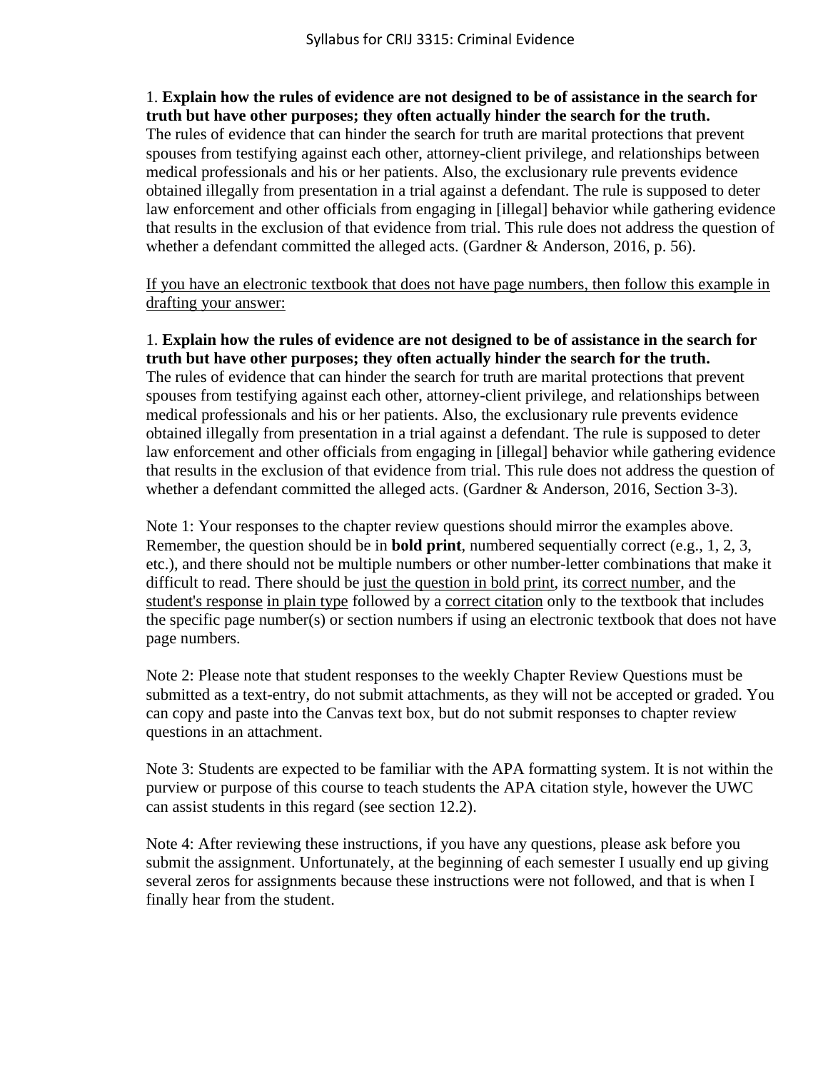1. **Explain how the rules of evidence are not designed to be of assistance in the search for truth but have other purposes; they often actually hinder the search for the truth.**
The rules of evidence that can hinder the search for truth are marital protections that prevent spouses from testifying against each other, attorney-client privilege, and relationships between medical professionals and his or her patients. Also, the exclusionary rule prevents evidence obtained illegally from presentation in a trial against a defendant. The rule is supposed to deter law enforcement and other officials from engaging in [illegal] behavior while gathering evidence that results in the exclusion of that evidence from trial. This rule does not address the question of whether a defendant committed the alleged acts. (Gardner & Anderson, 2016, p. 56).

<u>If you have an electronic textbook that does not have page numbers, then follow this example in drafting your answer:</u>

1. **Explain how the rules of evidence are not designed to be of assistance in the search for truth but have other purposes; they often actually hinder the search for the truth.**
The rules of evidence that can hinder the search for truth are marital protections that prevent spouses from testifying against each other, attorney-client privilege, and relationships between medical professionals and his or her patients. Also, the exclusionary rule prevents evidence obtained illegally from presentation in a trial against a defendant. The rule is supposed to deter law enforcement and other officials from engaging in [illegal] behavior while gathering evidence that results in the exclusion of that evidence from trial. This rule does not address the question of whether a defendant committed the alleged acts. (Gardner & Anderson, 2016, Section 3-3).

Note 1: Your responses to the chapter review questions should mirror the examples above. Remember, the question should be in **bold print**, numbered sequentially correct (e.g., 1, 2, 3, etc.), and there should not be multiple numbers or other number-letter combinations that make it difficult to read. There should be <u>just the question in bold print</u>, its <u>correct number</u>, and the <u>student's response</u> <u>in plain type</u> followed by a <u>correct citation</u> only to the textbook that includes the specific page number(s) or section numbers if using an electronic textbook that does not have page numbers.

Note 2: Please note that student responses to the weekly Chapter Review Questions must be submitted as a text-entry, do not submit attachments, as they will not be accepted or graded. You can copy and paste into the Canvas text box, but do not submit responses to chapter review questions in an attachment.

Note 3: Students are expected to be familiar with the APA formatting system. It is not within the purview or purpose of this course to teach students the APA citation style, however the UWC can assist students in this regard (see section 12.2).

Note 4: After reviewing these instructions, if you have any questions, please ask before you submit the assignment. Unfortunately, at the beginning of each semester I usually end up giving several zeros for assignments because these instructions were not followed, and that is when I finally hear from the student.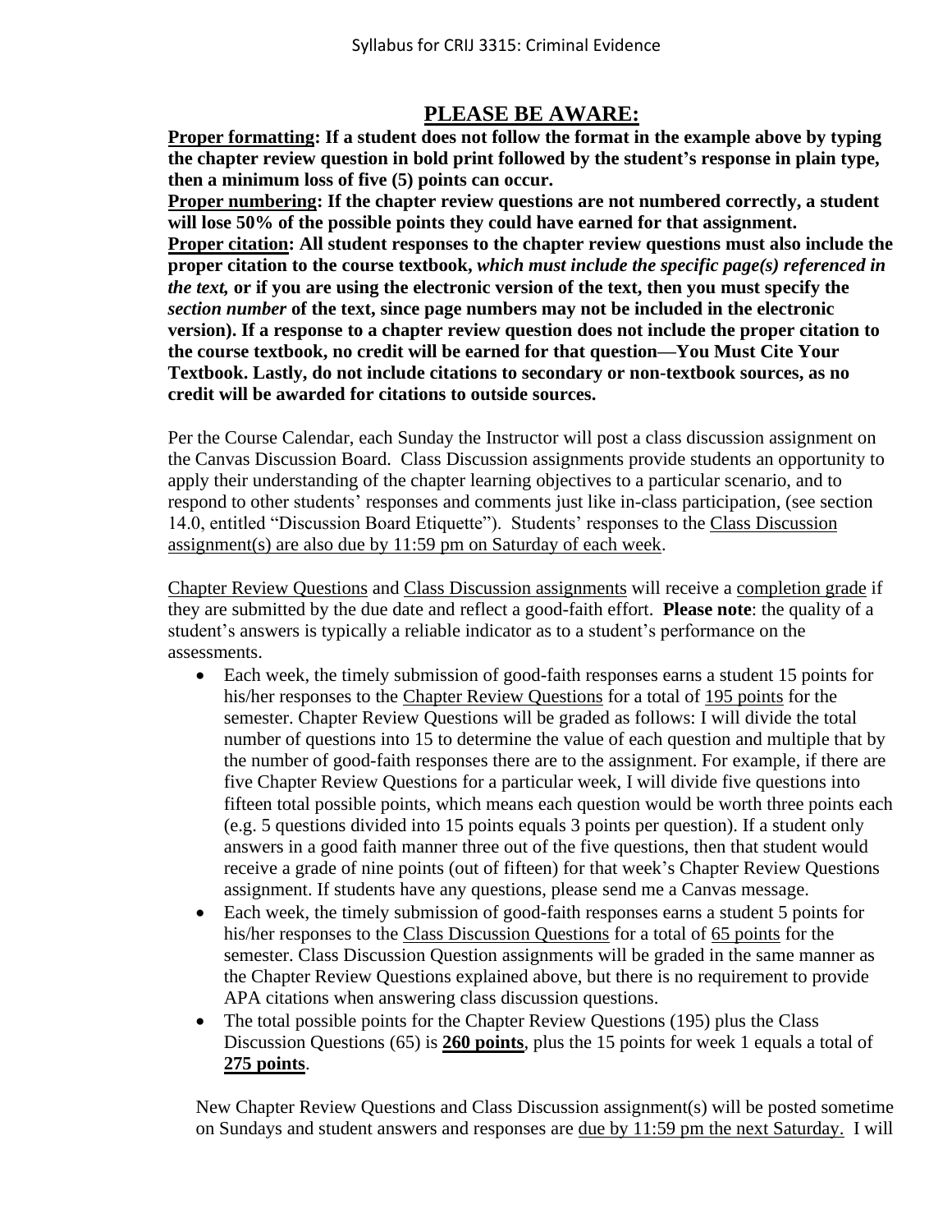## PLEASE BE AWARE:

**Proper formatting: If a student does not follow the format in the example above by typing the chapter review question in bold print followed by the student's response in plain type, then a minimum loss of five (5) points can occur.**
**Proper numbering: If the chapter review questions are not numbered correctly, a student will lose 50% of the possible points they could have earned for that assignment.**
**Proper citation: All student responses to the chapter review questions must also include the proper citation to the course textbook, *which must include the specific page(s) referenced in the text,* or if you are using the electronic version of the text, then you must specify the *section number* of the text, since page numbers may not be included in the electronic version). If a response to a chapter review question does not include the proper citation to the course textbook, no credit will be earned for that question—You Must Cite Your Textbook. Lastly, do not include citations to secondary or non-textbook sources, as no credit will be awarded for citations to outside sources.**

Per the Course Calendar, each Sunday the Instructor will post a class discussion assignment on the Canvas Discussion Board. Class Discussion assignments provide students an opportunity to apply their understanding of the chapter learning objectives to a particular scenario, and to respond to other students' responses and comments just like in-class participation, (see section 14.0, entitled "Discussion Board Etiquette"). Students' responses to the Class Discussion assignment(s) are also due by 11:59 pm on Saturday of each week.

Chapter Review Questions and Class Discussion assignments will receive a completion grade if they are submitted by the due date and reflect a good-faith effort. **Please note**: the quality of a student's answers is typically a reliable indicator as to a student's performance on the assessments.

- Each week, the timely submission of good-faith responses earns a student 15 points for his/her responses to the Chapter Review Questions for a total of 195 points for the semester. Chapter Review Questions will be graded as follows: I will divide the total number of questions into 15 to determine the value of each question and multiple that by the number of good-faith responses there are to the assignment. For example, if there are five Chapter Review Questions for a particular week, I will divide five questions into fifteen total possible points, which means each question would be worth three points each (e.g. 5 questions divided into 15 points equals 3 points per question). If a student only answers in a good faith manner three out of the five questions, then that student would receive a grade of nine points (out of fifteen) for that week's Chapter Review Questions assignment. If students have any questions, please send me a Canvas message.
- Each week, the timely submission of good-faith responses earns a student 5 points for his/her responses to the Class Discussion Questions for a total of 65 points for the semester. Class Discussion Question assignments will be graded in the same manner as the Chapter Review Questions explained above, but there is no requirement to provide APA citations when answering class discussion questions.
- The total possible points for the Chapter Review Questions (195) plus the Class Discussion Questions (65) is **260 points**, plus the 15 points for week 1 equals a total of **275 points**.

New Chapter Review Questions and Class Discussion assignment(s) will be posted sometime on Sundays and student answers and responses are due by 11:59 pm the next Saturday. I will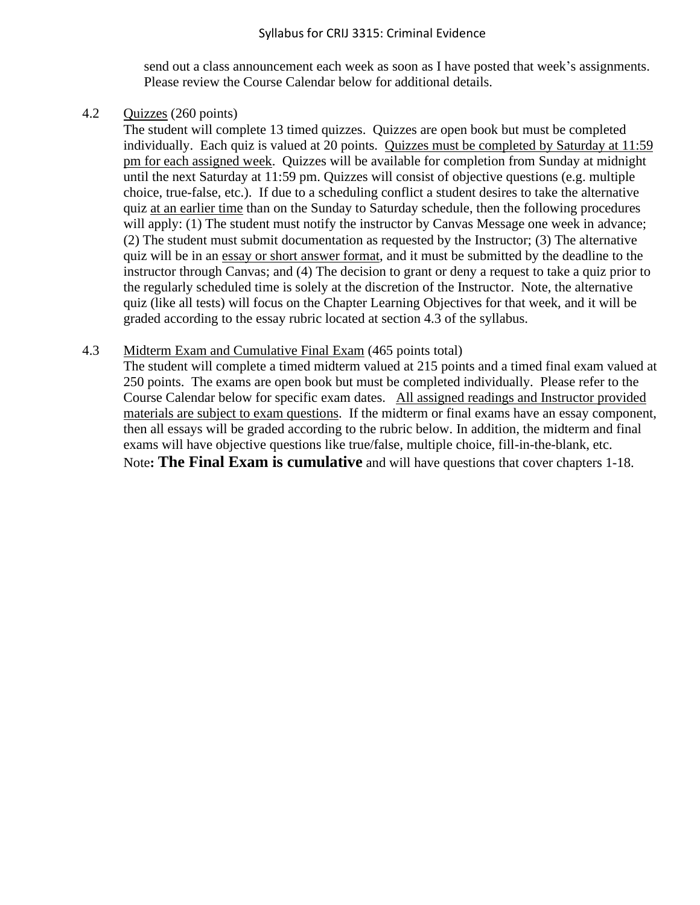send out a class announcement each week as soon as I have posted that week's assignments. Please review the Course Calendar below for additional details.

4.2 Quizzes (260 points)

The student will complete 13 timed quizzes. Quizzes are open book but must be completed individually. Each quiz is valued at 20 points. Quizzes must be completed by Saturday at 11:59 pm for each assigned week. Quizzes will be available for completion from Sunday at midnight until the next Saturday at 11:59 pm. Quizzes will consist of objective questions (e.g. multiple choice, true-false, etc.). If due to a scheduling conflict a student desires to take the alternative quiz at an earlier time than on the Sunday to Saturday schedule, then the following procedures will apply: (1) The student must notify the instructor by Canvas Message one week in advance; (2) The student must submit documentation as requested by the Instructor; (3) The alternative quiz will be in an essay or short answer format, and it must be submitted by the deadline to the instructor through Canvas; and (4) The decision to grant or deny a request to take a quiz prior to the regularly scheduled time is solely at the discretion of the Instructor. Note, the alternative quiz (like all tests) will focus on the Chapter Learning Objectives for that week, and it will be graded according to the essay rubric located at section 4.3 of the syllabus.

4.3 Midterm Exam and Cumulative Final Exam (465 points total)

The student will complete a timed midterm valued at 215 points and a timed final exam valued at 250 points. The exams are open book but must be completed individually. Please refer to the Course Calendar below for specific exam dates. All assigned readings and Instructor provided materials are subject to exam questions. If the midterm or final exams have an essay component, then all essays will be graded according to the rubric below. In addition, the midterm and final exams will have objective questions like true/false, multiple choice, fill-in-the-blank, etc. Note**: The Final Exam is cumulative** and will have questions that cover chapters 1-18.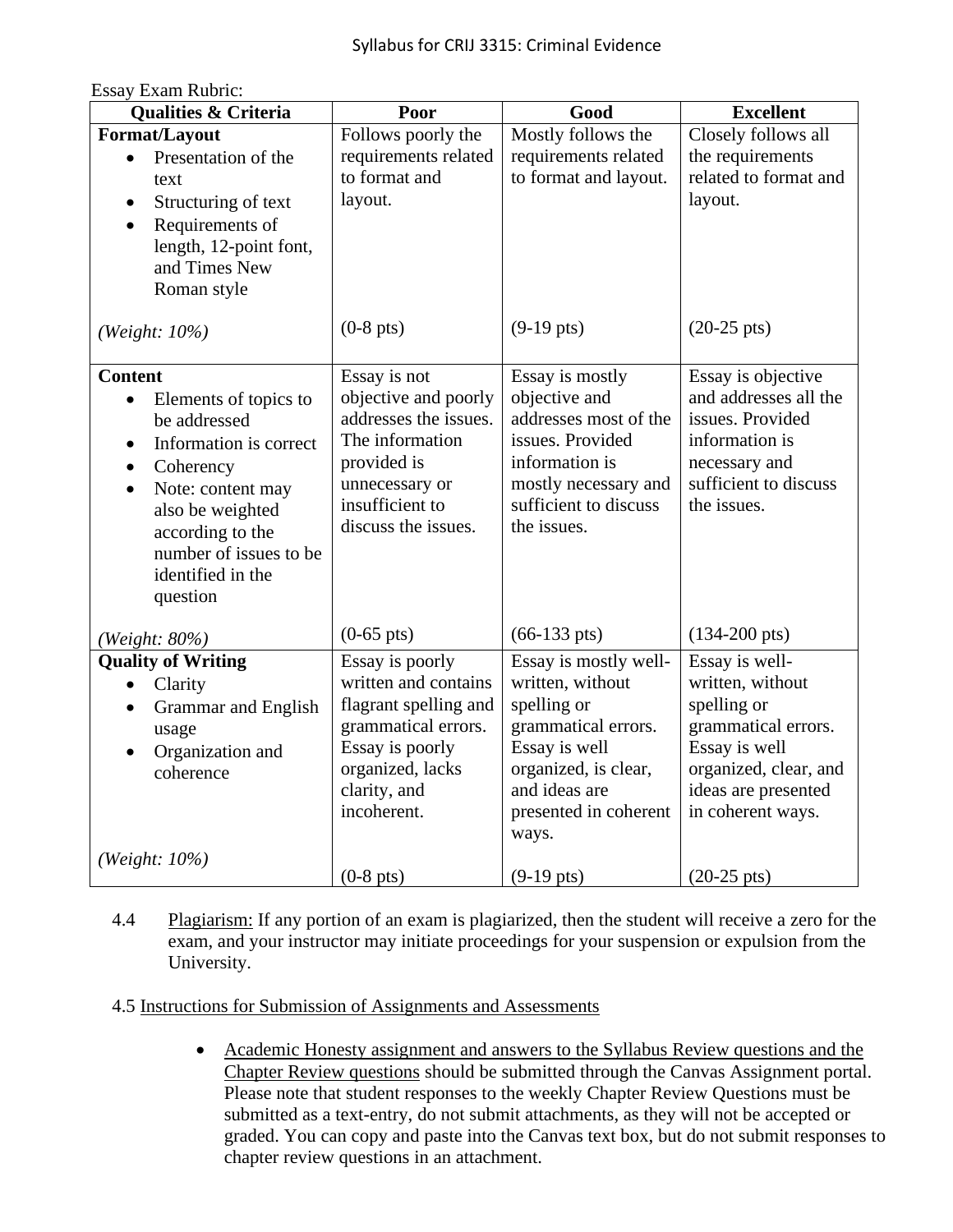Essay Exam Rubric:

| Qualities & Criteria | Poor | Good | Excellent |
|---|---|---|---|
| **Format/Layout**<br>• Presentation of the text<br>• Structuring of text<br>• Requirements of length, 12-point font, and Times New Roman style<br><br>*(Weight: 10%)* | Follows poorly the requirements related to format and layout.<br><br>(0-8 pts) | Mostly follows the requirements related to format and layout.<br><br>(9-19 pts) | Closely follows all the requirements related to format and layout.<br><br>(20-25 pts) |
| **Content**<br>• Elements of topics to be addressed<br>• Information is correct<br>• Coherency<br>• Note: content may also be weighted according to the number of issues to be identified in the question<br><br>*(Weight: 80%)* | Essay is not objective and poorly addresses the issues. The information provided is unnecessary or insufficient to discuss the issues.<br><br>(0-65 pts) | Essay is mostly objective and addresses most of the issues. Provided information is mostly necessary and sufficient to discuss the issues.<br><br>(66-133 pts) | Essay is objective and addresses all the issues. Provided information is necessary and sufficient to discuss the issues.<br><br>(134-200 pts) |
| **Quality of Writing**<br>• Clarity<br>• Grammar and English usage<br>• Organization and coherence<br><br>*(Weight: 10%)* | Essay is poorly written and contains flagrant spelling and grammatical errors. Essay is poorly organized, lacks clarity, and incoherent.<br><br>(0-8 pts) | Essay is mostly well-written, without spelling or grammatical errors. Essay is well organized, is clear, and ideas are presented in coherent ways.<br><br>(9-19 pts) | Essay is well-written, without spelling or grammatical errors. Essay is well organized, clear, and ideas are presented in coherent ways.<br><br>(20-25 pts) |

4.4 Plagiarism: If any portion of an exam is plagiarized, then the student will receive a zero for the exam, and your instructor may initiate proceedings for your suspension or expulsion from the University.

4.5 Instructions for Submission of Assignments and Assessments

- Academic Honesty assignment and answers to the Syllabus Review questions and the Chapter Review questions should be submitted through the Canvas Assignment portal. Please note that student responses to the weekly Chapter Review Questions must be submitted as a text-entry, do not submit attachments, as they will not be accepted or graded. You can copy and paste into the Canvas text box, but do not submit responses to chapter review questions in an attachment.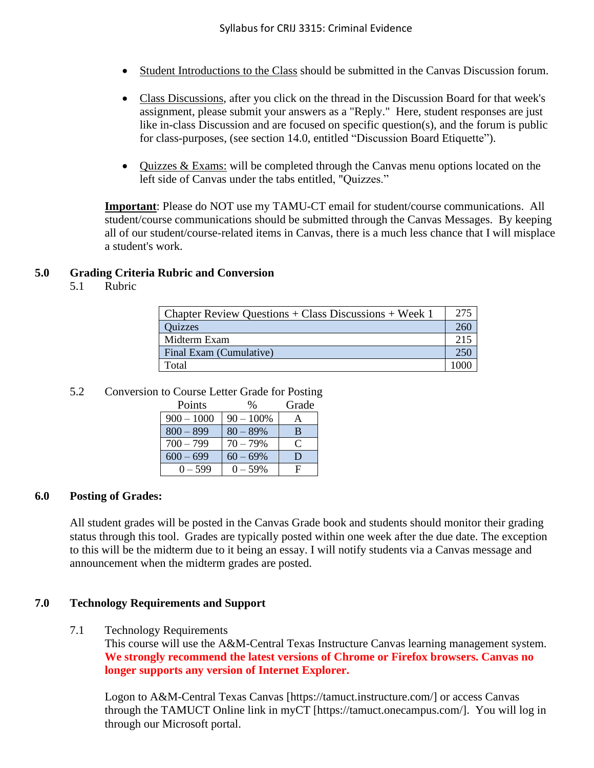- Student Introductions to the Class should be submitted in the Canvas Discussion forum.

- Class Discussions, after you click on the thread in the Discussion Board for that week's assignment, please submit your answers as a "Reply." Here, student responses are just like in-class Discussion and are focused on specific question(s), and the forum is public for class-purposes, (see section 14.0, entitled "Discussion Board Etiquette").

- Quizzes & Exams: will be completed through the Canvas menu options located on the left side of Canvas under the tabs entitled, "Quizzes."

**Important**: Please do NOT use my TAMU-CT email for student/course communications. All student/course communications should be submitted through the Canvas Messages. By keeping all of our student/course-related items in Canvas, there is a much less chance that I will misplace a student's work.

## 5.0 Grading Criteria Rubric and Conversion

5.1 Rubric

| Item | Points |
|---|---|
| Chapter Review Questions + Class Discussions + Week 1 | 275 |
| Quizzes | 260 |
| Midterm Exam | 215 |
| Final Exam (Cumulative) | 250 |
| Total | 1000 |

5.2 Conversion to Course Letter Grade for Posting

| Points | % | Grade |
|---|---|---|
| 900 – 1000 | 90 – 100% | A |
| 800 – 899 | 80 – 89% | B |
| 700 – 799 | 70 – 79% | C |
| 600 – 699 | 60 – 69% | D |
| 0 – 599 | 0 – 59% | F |

## 6.0 Posting of Grades:

All student grades will be posted in the Canvas Grade book and students should monitor their grading status through this tool. Grades are typically posted within one week after the due date. The exception to this will be the midterm due to it being an essay. I will notify students via a Canvas message and announcement when the midterm grades are posted.

## 7.0 Technology Requirements and Support

7.1 Technology Requirements

This course will use the A&M-Central Texas Instructure Canvas learning management system. **We strongly recommend the latest versions of Chrome or Firefox browsers. Canvas no longer supports any version of Internet Explorer.**

Logon to A&M-Central Texas Canvas [https://tamuct.instructure.com/] or access Canvas through the TAMUCT Online link in myCT [https://tamuct.onecampus.com/]. You will log in through our Microsoft portal.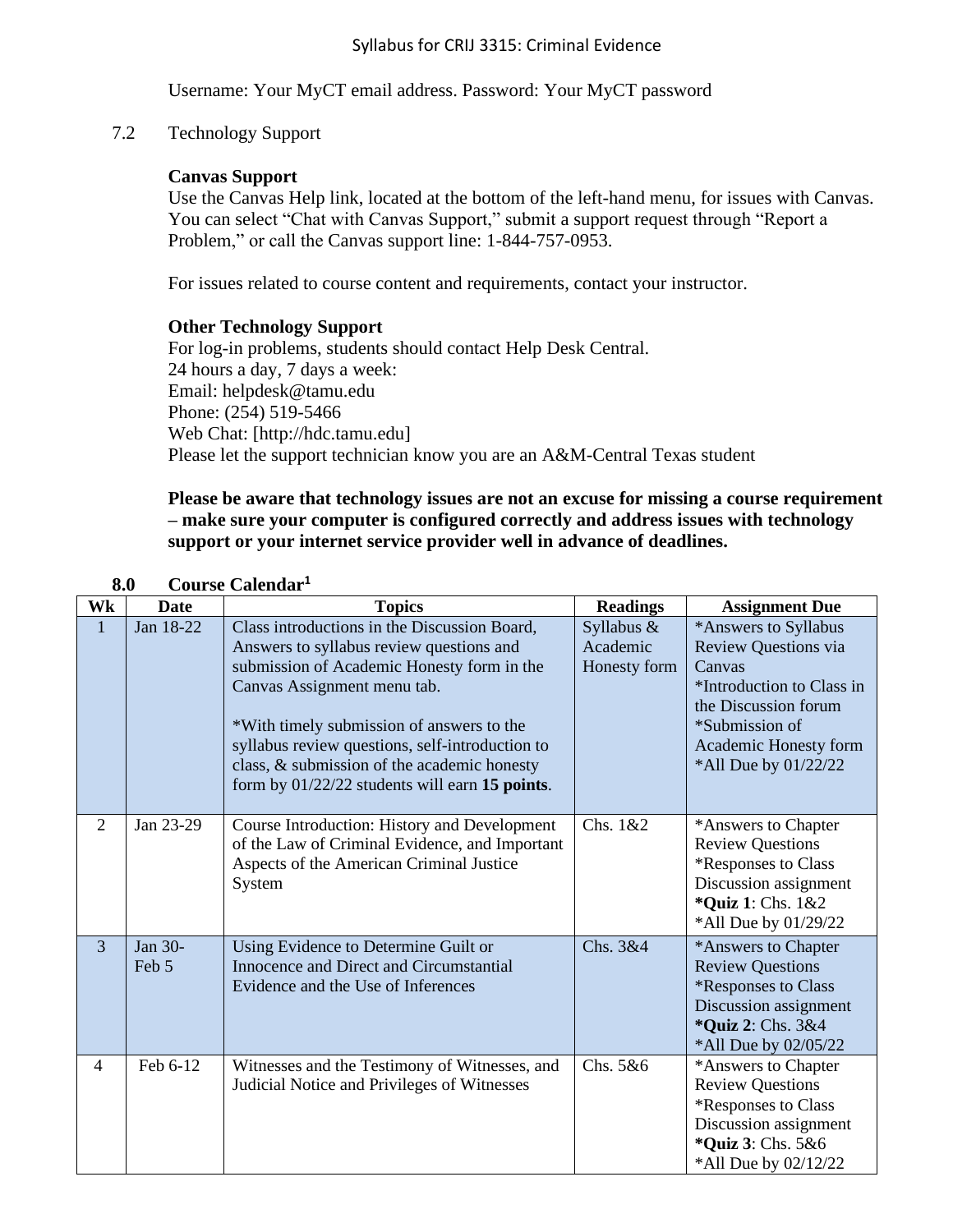Username: Your MyCT email address. Password: Your MyCT password

7.2 Technology Support

**Canvas Support**
Use the Canvas Help link, located at the bottom of the left-hand menu, for issues with Canvas. You can select "Chat with Canvas Support," submit a support request through "Report a Problem," or call the Canvas support line: 1-844-757-0953.

For issues related to course content and requirements, contact your instructor.

**Other Technology Support**
For log-in problems, students should contact Help Desk Central.
24 hours a day, 7 days a week:
Email: helpdesk@tamu.edu
Phone: (254) 519-5466
Web Chat: [http://hdc.tamu.edu]
Please let the support technician know you are an A&M-Central Texas student

**Please be aware that technology issues are not an excuse for missing a course requirement – make sure your computer is configured correctly and address issues with technology support or your internet service provider well in advance of deadlines.**

## 8.0 Course Calendar[1]

| Wk | Date | Topics | Readings | Assignment Due |
|---|---|---|---|---|
| 1 | Jan 18-22 | Class introductions in the Discussion Board, Answers to syllabus review questions and submission of Academic Honesty form in the Canvas Assignment menu tab.<br><br>*With timely submission of answers to the syllabus review questions, self-introduction to class, & submission of the academic honesty form by 01/22/22 students will earn **15 points**. | Syllabus & Academic Honesty form | *Answers to Syllabus Review Questions via Canvas<br>*Introduction to Class in the Discussion forum<br>*Submission of Academic Honesty form<br>*All Due by 01/22/22 |
| 2 | Jan 23-29 | Course Introduction: History and Development of the Law of Criminal Evidence, and Important Aspects of the American Criminal Justice System | Chs. 1&2 | *Answers to Chapter Review Questions<br>*Responses to Class Discussion assignment<br>***Quiz 1**: Chs. 1&2<br>*All Due by 01/29/22 |
| 3 | Jan 30-Feb 5 | Using Evidence to Determine Guilt or Innocence and Direct and Circumstantial Evidence and the Use of Inferences | Chs. 3&4 | *Answers to Chapter Review Questions<br>*Responses to Class Discussion assignment<br>***Quiz 2**: Chs. 3&4<br>*All Due by 02/05/22 |
| 4 | Feb 6-12 | Witnesses and the Testimony of Witnesses, and Judicial Notice and Privileges of Witnesses | Chs. 5&6 | *Answers to Chapter Review Questions<br>*Responses to Class Discussion assignment<br>***Quiz 3**: Chs. 5&6<br>*All Due by 02/12/22 |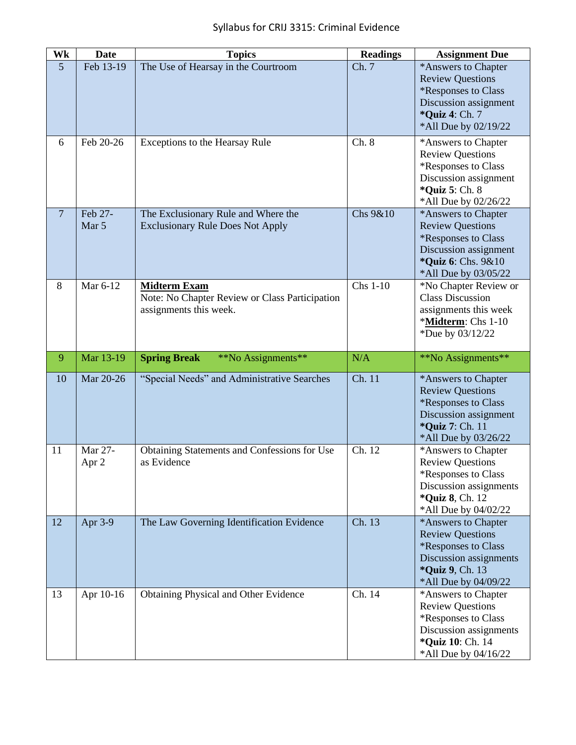| Wk | Date | Topics | Readings | Assignment Due |
|---|---|---|---|---|
| 5 | Feb 13-19 | The Use of Hearsay in the Courtroom | Ch. 7 | *Answers to Chapter Review Questions *Responses to Class Discussion assignment ***Quiz 4**: Ch. 7 *All Due by 02/19/22 |
| 6 | Feb 20-26 | Exceptions to the Hearsay Rule | Ch. 8 | *Answers to Chapter Review Questions *Responses to Class Discussion assignment ***Quiz 5**: Ch. 8 *All Due by 02/26/22 |
| 7 | Feb 27-Mar 5 | The Exclusionary Rule and Where the Exclusionary Rule Does Not Apply | Chs 9&10 | *Answers to Chapter Review Questions *Responses to Class Discussion assignment ***Quiz 6**: Chs. 9&10 *All Due by 03/05/22 |
| 8 | Mar 6-12 | **<u>Midterm Exam</u>** Note: No Chapter Review or Class Participation assignments this week. | Chs 1-10 | *No Chapter Review or Class Discussion assignments this week ***<u>Midterm</u>**: Chs 1-10 *Due by 03/12/22 |
| 9 | Mar 13-19 | **Spring Break** **No Assignments** | N/A | **No Assignments** |
| 10 | Mar 20-26 | "Special Needs" and Administrative Searches | Ch. 11 | *Answers to Chapter Review Questions *Responses to Class Discussion assignment ***Quiz 7**: Ch. 11 *All Due by 03/26/22 |
| 11 | Mar 27-Apr 2 | Obtaining Statements and Confessions for Use as Evidence | Ch. 12 | *Answers to Chapter Review Questions *Responses to Class Discussion assignments ***Quiz 8**, Ch. 12 *All Due by 04/02/22 |
| 12 | Apr 3-9 | The Law Governing Identification Evidence | Ch. 13 | *Answers to Chapter Review Questions *Responses to Class Discussion assignments ***Quiz 9**, Ch. 13 *All Due by 04/09/22 |
| 13 | Apr 10-16 | Obtaining Physical and Other Evidence | Ch. 14 | *Answers to Chapter Review Questions *Responses to Class Discussion assignments ***Quiz 10**: Ch. 14 *All Due by 04/16/22 |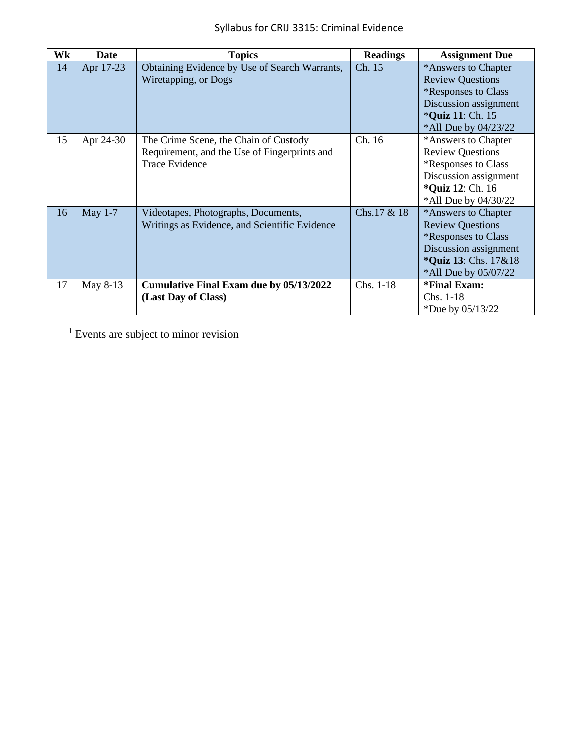| Wk | Date | Topics | Readings | Assignment Due |
|---|---|---|---|---|
| 14 | Apr 17-23 | Obtaining Evidence by Use of Search Warrants, Wiretapping, or Dogs | Ch. 15 | *Answers to Chapter Review Questions *Responses to Class Discussion assignment ***Quiz 11**: Ch. 15 *All Due by 04/23/22 |
| 15 | Apr 24-30 | The Crime Scene, the Chain of Custody Requirement, and the Use of Fingerprints and Trace Evidence | Ch. 16 | *Answers to Chapter Review Questions *Responses to Class Discussion assignment ***Quiz 12**: Ch. 16 *All Due by 04/30/22 |
| 16 | May 1-7 | Videotapes, Photographs, Documents, Writings as Evidence, and Scientific Evidence | Chs.17 & 18 | *Answers to Chapter Review Questions *Responses to Class Discussion assignment ***Quiz 13**: Chs. 17&18 *All Due by 05/07/22 |
| 17 | May 8-13 | **Cumulative Final Exam due by 05/13/2022 (Last Day of Class)** | Chs. 1-18 | ***Final Exam:** Chs. 1-18 *Due by 05/13/22 |

[1] Events are subject to minor revision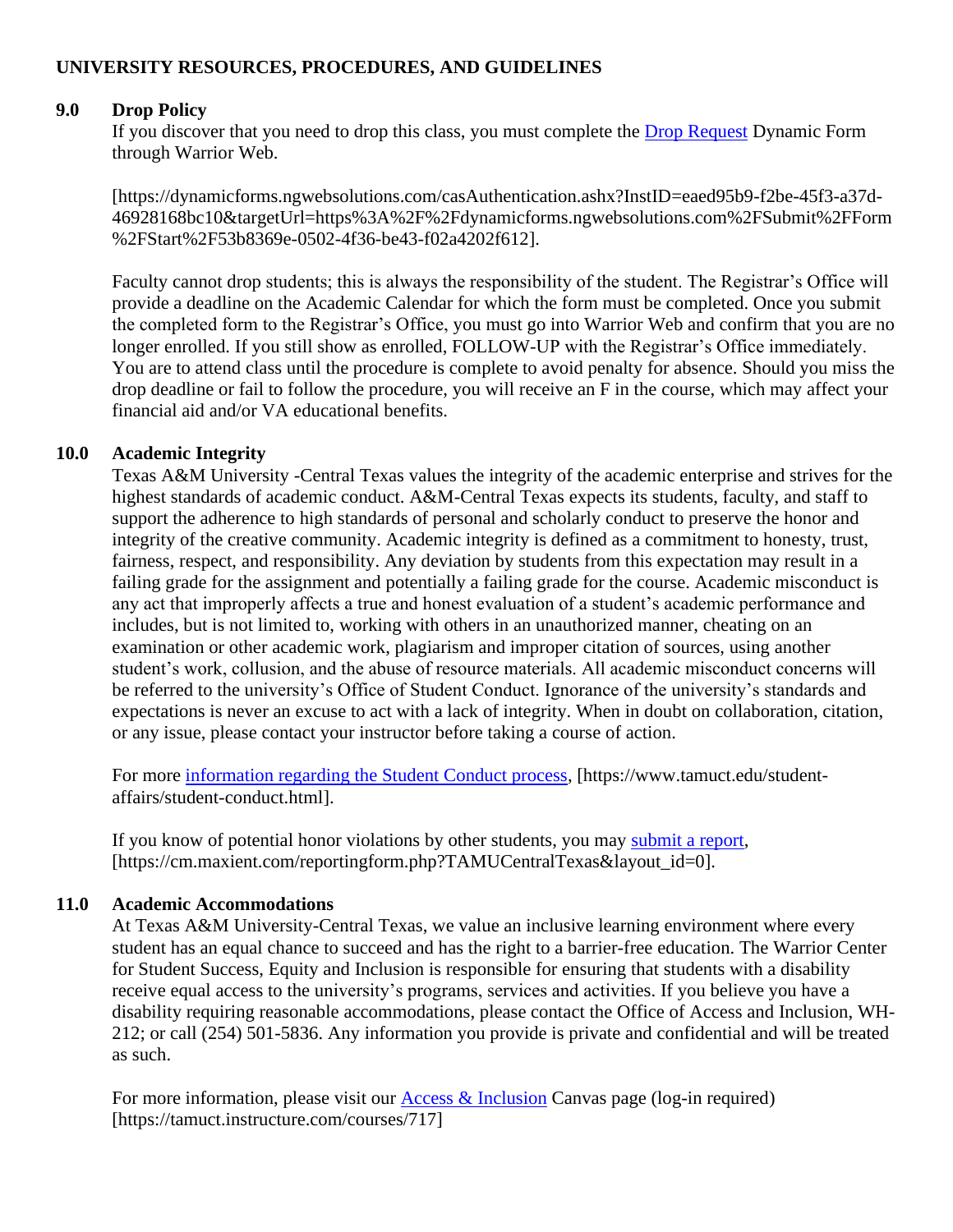**UNIVERSITY RESOURCES, PROCEDURES, AND GUIDELINES**

**9.0 Drop Policy**

If you discover that you need to drop this class, you must complete the [Drop Request](https://dynamicforms.ngwebsolutions.com/casAuthentication.ashx?InstID=eaed95b9-f2be-45f3-a37d-46928168bc10&targetUrl=https%3A%2F%2Fdynamicforms.ngwebsolutions.com%2FSubmit%2FForm%2FStart%2F53b8369e-0502-4f36-be43-f02a4202f612) Dynamic Form through Warrior Web.

[https://dynamicforms.ngwebsolutions.com/casAuthentication.ashx?InstID=eaed95b9-f2be-45f3-a37d-46928168bc10&targetUrl=https%3A%2F%2Fdynamicforms.ngwebsolutions.com%2FSubmit%2FForm%2FStart%2F53b8369e-0502-4f36-be43-f02a4202f612].

Faculty cannot drop students; this is always the responsibility of the student. The Registrar's Office will provide a deadline on the Academic Calendar for which the form must be completed. Once you submit the completed form to the Registrar's Office, you must go into Warrior Web and confirm that you are no longer enrolled. If you still show as enrolled, FOLLOW-UP with the Registrar's Office immediately. You are to attend class until the procedure is complete to avoid penalty for absence. Should you miss the drop deadline or fail to follow the procedure, you will receive an F in the course, which may affect your financial aid and/or VA educational benefits.

**10.0 Academic Integrity**

Texas A&M University -Central Texas values the integrity of the academic enterprise and strives for the highest standards of academic conduct. A&M-Central Texas expects its students, faculty, and staff to support the adherence to high standards of personal and scholarly conduct to preserve the honor and integrity of the creative community. Academic integrity is defined as a commitment to honesty, trust, fairness, respect, and responsibility. Any deviation by students from this expectation may result in a failing grade for the assignment and potentially a failing grade for the course. Academic misconduct is any act that improperly affects a true and honest evaluation of a student's academic performance and includes, but is not limited to, working with others in an unauthorized manner, cheating on an examination or other academic work, plagiarism and improper citation of sources, using another student's work, collusion, and the abuse of resource materials. All academic misconduct concerns will be referred to the university's Office of Student Conduct. Ignorance of the university's standards and expectations is never an excuse to act with a lack of integrity. When in doubt on collaboration, citation, or any issue, please contact your instructor before taking a course of action.

For more [information regarding the Student Conduct process](https://www.tamuct.edu/student-affairs/student-conduct.html), [https://www.tamuct.edu/student-affairs/student-conduct.html].

If you know of potential honor violations by other students, you may [submit a report](https://cm.maxient.com/reportingform.php?TAMUCentralTexas&layout_id=0), [https://cm.maxient.com/reportingform.php?TAMUCentralTexas&layout_id=0].

**11.0 Academic Accommodations**

At Texas A&M University-Central Texas, we value an inclusive learning environment where every student has an equal chance to succeed and has the right to a barrier-free education. The Warrior Center for Student Success, Equity and Inclusion is responsible for ensuring that students with a disability receive equal access to the university's programs, services and activities. If you believe you have a disability requiring reasonable accommodations, please contact the Office of Access and Inclusion, WH-212; or call (254) 501-5836. Any information you provide is private and confidential and will be treated as such.

For more information, please visit our [Access & Inclusion](https://tamuct.instructure.com/courses/717) Canvas page (log-in required) [https://tamuct.instructure.com/courses/717]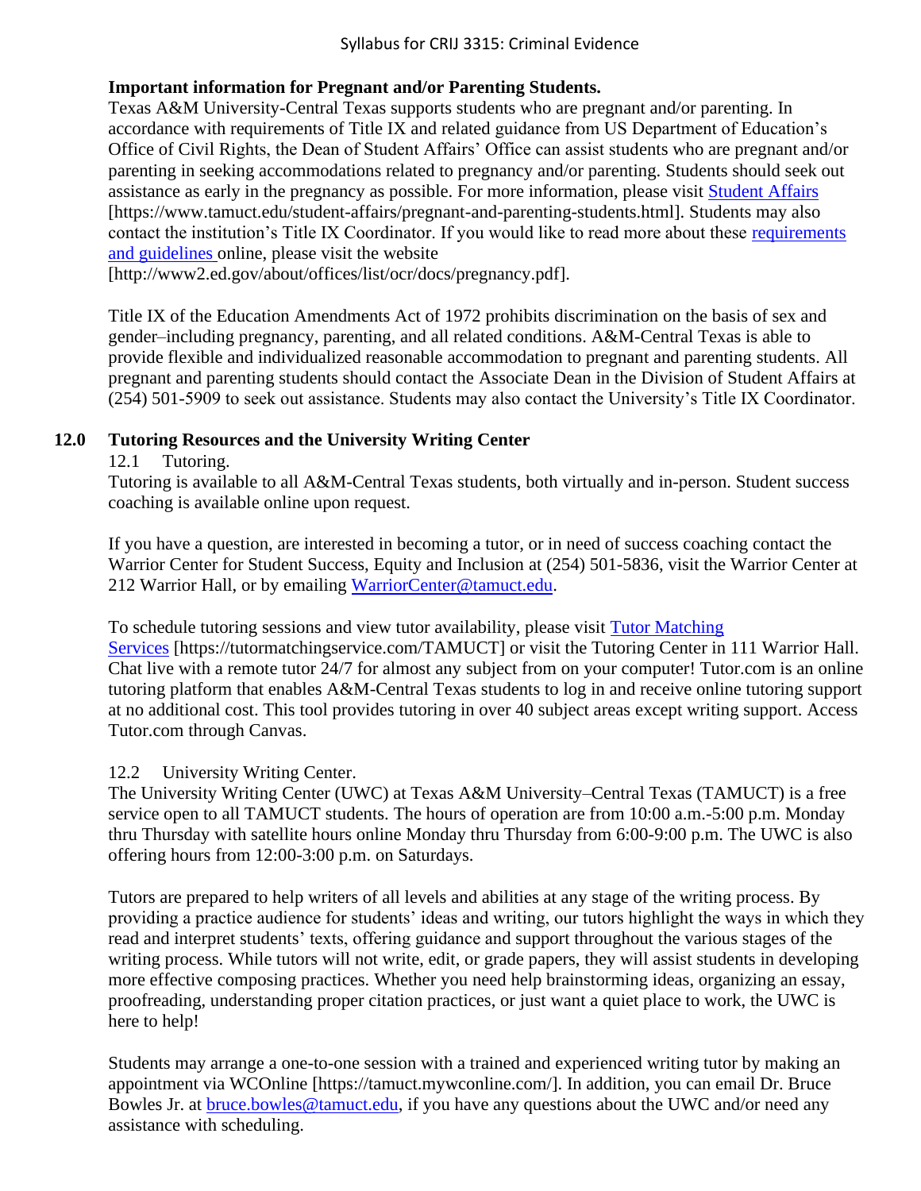**Important information for Pregnant and/or Parenting Students.**

Texas A&M University-Central Texas supports students who are pregnant and/or parenting. In accordance with requirements of Title IX and related guidance from US Department of Education's Office of Civil Rights, the Dean of Student Affairs' Office can assist students who are pregnant and/or parenting in seeking accommodations related to pregnancy and/or parenting. Students should seek out assistance as early in the pregnancy as possible. For more information, please visit Student Affairs [https://www.tamuct.edu/student-affairs/pregnant-and-parenting-students.html]. Students may also contact the institution's Title IX Coordinator. If you would like to read more about these requirements and guidelines online, please visit the website [http://www2.ed.gov/about/offices/list/ocr/docs/pregnancy.pdf].

Title IX of the Education Amendments Act of 1972 prohibits discrimination on the basis of sex and gender–including pregnancy, parenting, and all related conditions. A&M-Central Texas is able to provide flexible and individualized reasonable accommodation to pregnant and parenting students. All pregnant and parenting students should contact the Associate Dean in the Division of Student Affairs at (254) 501-5909 to seek out assistance. Students may also contact the University's Title IX Coordinator.

## 12.0 Tutoring Resources and the University Writing Center

### 12.1 Tutoring.

Tutoring is available to all A&M-Central Texas students, both virtually and in-person. Student success coaching is available online upon request.

If you have a question, are interested in becoming a tutor, or in need of success coaching contact the Warrior Center for Student Success, Equity and Inclusion at (254) 501-5836, visit the Warrior Center at 212 Warrior Hall, or by emailing WarriorCenter@tamuct.edu.

To schedule tutoring sessions and view tutor availability, please visit Tutor Matching Services [https://tutormatchingservice.com/TAMUCT] or visit the Tutoring Center in 111 Warrior Hall. Chat live with a remote tutor 24/7 for almost any subject from on your computer! Tutor.com is an online tutoring platform that enables A&M-Central Texas students to log in and receive online tutoring support at no additional cost. This tool provides tutoring in over 40 subject areas except writing support. Access Tutor.com through Canvas.

### 12.2 University Writing Center.

The University Writing Center (UWC) at Texas A&M University–Central Texas (TAMUCT) is a free service open to all TAMUCT students. The hours of operation are from 10:00 a.m.-5:00 p.m. Monday thru Thursday with satellite hours online Monday thru Thursday from 6:00-9:00 p.m. The UWC is also offering hours from 12:00-3:00 p.m. on Saturdays.

Tutors are prepared to help writers of all levels and abilities at any stage of the writing process. By providing a practice audience for students' ideas and writing, our tutors highlight the ways in which they read and interpret students' texts, offering guidance and support throughout the various stages of the writing process. While tutors will not write, edit, or grade papers, they will assist students in developing more effective composing practices. Whether you need help brainstorming ideas, organizing an essay, proofreading, understanding proper citation practices, or just want a quiet place to work, the UWC is here to help!

Students may arrange a one-to-one session with a trained and experienced writing tutor by making an appointment via WCOnline [https://tamuct.mywconline.com/]. In addition, you can email Dr. Bruce Bowles Jr. at bruce.bowles@tamuct.edu, if you have any questions about the UWC and/or need any assistance with scheduling.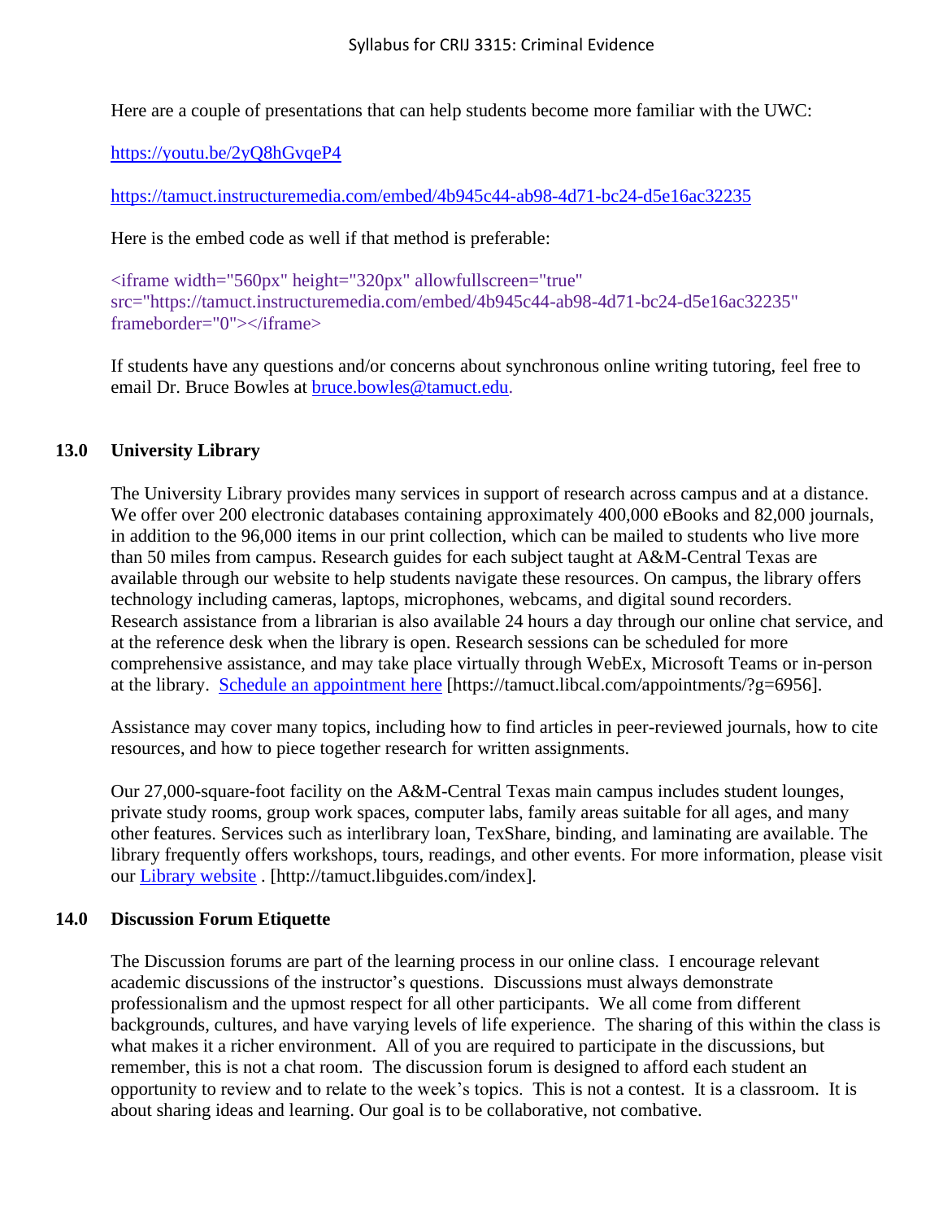Here are a couple of presentations that can help students become more familiar with the UWC:

https://youtu.be/2yQ8hGvqeP4

https://tamuct.instructuremedia.com/embed/4b945c44-ab98-4d71-bc24-d5e16ac32235

Here is the embed code as well if that method is preferable:

```
<iframe width="560px" height="320px" allowfullscreen="true"
src="https://tamuct.instructuremedia.com/embed/4b945c44-ab98-4d71-bc24-d5e16ac32235"
frameborder="0"></iframe>
```

If students have any questions and/or concerns about synchronous online writing tutoring, feel free to email Dr. Bruce Bowles at bruce.bowles@tamuct.edu.

## 13.0 University Library

The University Library provides many services in support of research across campus and at a distance. We offer over 200 electronic databases containing approximately 400,000 eBooks and 82,000 journals, in addition to the 96,000 items in our print collection, which can be mailed to students who live more than 50 miles from campus. Research guides for each subject taught at A&M-Central Texas are available through our website to help students navigate these resources. On campus, the library offers technology including cameras, laptops, microphones, webcams, and digital sound recorders. Research assistance from a librarian is also available 24 hours a day through our online chat service, and at the reference desk when the library is open. Research sessions can be scheduled for more comprehensive assistance, and may take place virtually through WebEx, Microsoft Teams or in-person at the library. Schedule an appointment here [https://tamuct.libcal.com/appointments/?g=6956].

Assistance may cover many topics, including how to find articles in peer-reviewed journals, how to cite resources, and how to piece together research for written assignments.

Our 27,000-square-foot facility on the A&M-Central Texas main campus includes student lounges, private study rooms, group work spaces, computer labs, family areas suitable for all ages, and many other features. Services such as interlibrary loan, TexShare, binding, and laminating are available. The library frequently offers workshops, tours, readings, and other events. For more information, please visit our Library website . [http://tamuct.libguides.com/index].

## 14.0 Discussion Forum Etiquette

The Discussion forums are part of the learning process in our online class. I encourage relevant academic discussions of the instructor's questions. Discussions must always demonstrate professionalism and the upmost respect for all other participants. We all come from different backgrounds, cultures, and have varying levels of life experience. The sharing of this within the class is what makes it a richer environment. All of you are required to participate in the discussions, but remember, this is not a chat room. The discussion forum is designed to afford each student an opportunity to review and to relate to the week's topics. This is not a contest. It is a classroom. It is about sharing ideas and learning. Our goal is to be collaborative, not combative.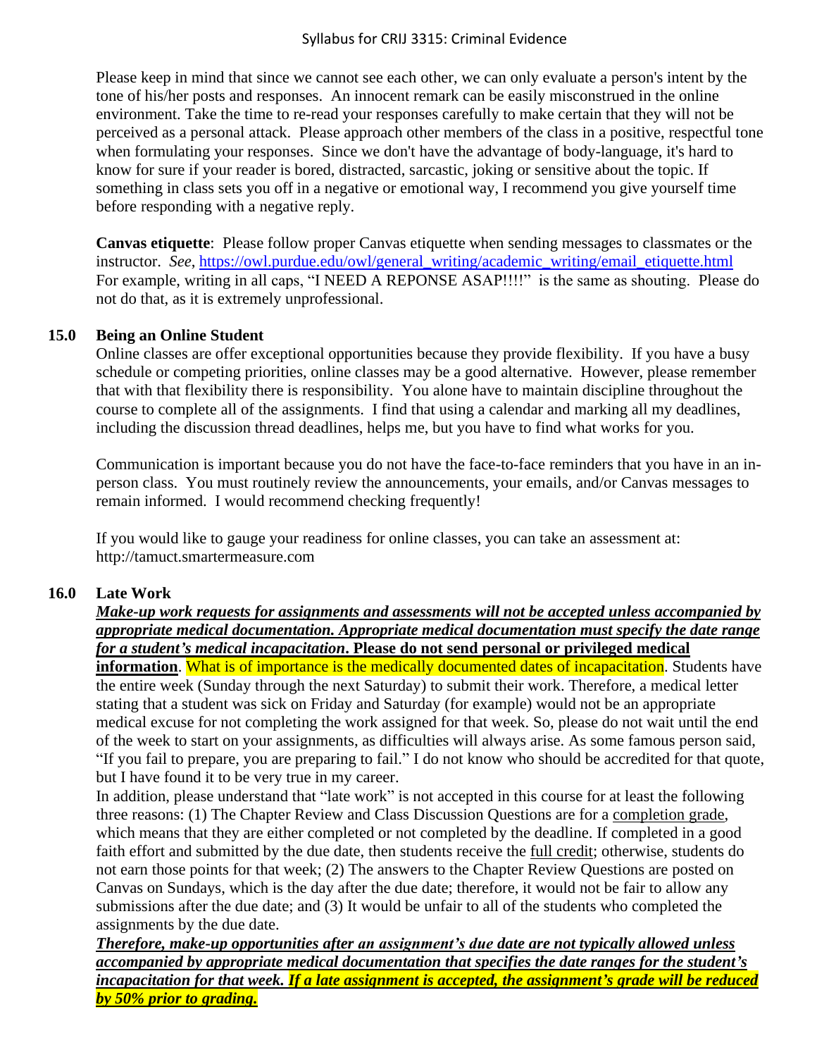Please keep in mind that since we cannot see each other, we can only evaluate a person's intent by the tone of his/her posts and responses. An innocent remark can be easily misconstrued in the online environment. Take the time to re-read your responses carefully to make certain that they will not be perceived as a personal attack. Please approach other members of the class in a positive, respectful tone when formulating your responses. Since we don't have the advantage of body-language, it's hard to know for sure if your reader is bored, distracted, sarcastic, joking or sensitive about the topic. If something in class sets you off in a negative or emotional way, I recommend you give yourself time before responding with a negative reply.

**Canvas etiquette**: Please follow proper Canvas etiquette when sending messages to classmates or the instructor. *See*, https://owl.purdue.edu/owl/general_writing/academic_writing/email_etiquette.html For example, writing in all caps, "I NEED A REPONSE ASAP!!!!" is the same as shouting. Please do not do that, as it is extremely unprofessional.

## 15.0 Being an Online Student

Online classes are offer exceptional opportunities because they provide flexibility. If you have a busy schedule or competing priorities, online classes may be a good alternative. However, please remember that with that flexibility there is responsibility. You alone have to maintain discipline throughout the course to complete all of the assignments. I find that using a calendar and marking all my deadlines, including the discussion thread deadlines, helps me, but you have to find what works for you.

Communication is important because you do not have the face-to-face reminders that you have in an in-person class. You must routinely review the announcements, your emails, and/or Canvas messages to remain informed. I would recommend checking frequently!

If you would like to gauge your readiness for online classes, you can take an assessment at: http://tamuct.smartermeasure.com

## 16.0 Late Work

***Make-up work requests for assignments and assessments will not be accepted unless accompanied by appropriate medical documentation. Appropriate medical documentation must specify the date range for a student's medical incapacitation*. Please do not send personal or privileged medical information**. What is of importance is the medically documented dates of incapacitation. Students have the entire week (Sunday through the next Saturday) to submit their work. Therefore, a medical letter stating that a student was sick on Friday and Saturday (for example) would not be an appropriate medical excuse for not completing the work assigned for that week. So, please do not wait until the end of the week to start on your assignments, as difficulties will always arise. As some famous person said, "If you fail to prepare, you are preparing to fail." I do not know who should be accredited for that quote, but I have found it to be very true in my career.

In addition, please understand that "late work" is not accepted in this course for at least the following three reasons: (1) The Chapter Review and Class Discussion Questions are for a completion grade, which means that they are either completed or not completed by the deadline. If completed in a good faith effort and submitted by the due date, then students receive the full credit; otherwise, students do not earn those points for that week; (2) The answers to the Chapter Review Questions are posted on Canvas on Sundays, which is the day after the due date; therefore, it would not be fair to allow any submissions after the due date; and (3) It would be unfair to all of the students who completed the assignments by the due date.

***Therefore, make-up opportunities after an assignment's due date are not typically allowed unless accompanied by appropriate medical documentation that specifies the date ranges for the student's incapacitation for that week. If a late assignment is accepted, the assignment's grade will be reduced by 50% prior to grading.***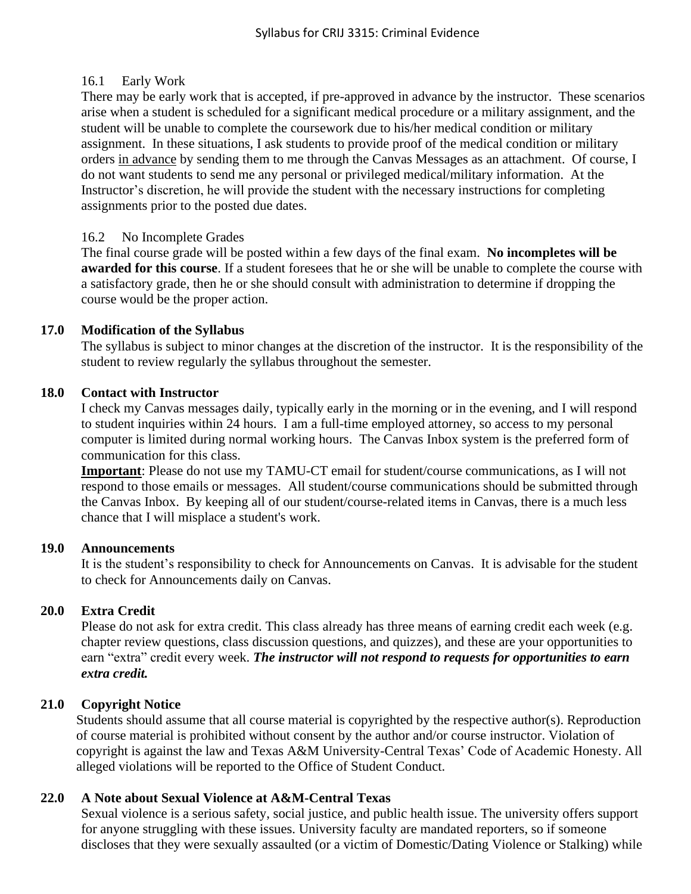### 16.1 Early Work

There may be early work that is accepted, if pre-approved in advance by the instructor. These scenarios arise when a student is scheduled for a significant medical procedure or a military assignment, and the student will be unable to complete the coursework due to his/her medical condition or military assignment. In these situations, I ask students to provide proof of the medical condition or military orders in advance by sending them to me through the Canvas Messages as an attachment. Of course, I do not want students to send me any personal or privileged medical/military information. At the Instructor's discretion, he will provide the student with the necessary instructions for completing assignments prior to the posted due dates.

### 16.2 No Incomplete Grades

The final course grade will be posted within a few days of the final exam. **No incompletes will be awarded for this course**. If a student foresees that he or she will be unable to complete the course with a satisfactory grade, then he or she should consult with administration to determine if dropping the course would be the proper action.

## 17.0 Modification of the Syllabus

The syllabus is subject to minor changes at the discretion of the instructor. It is the responsibility of the student to review regularly the syllabus throughout the semester.

## 18.0 Contact with Instructor

I check my Canvas messages daily, typically early in the morning or in the evening, and I will respond to student inquiries within 24 hours. I am a full-time employed attorney, so access to my personal computer is limited during normal working hours. The Canvas Inbox system is the preferred form of communication for this class.

**Important**: Please do not use my TAMU-CT email for student/course communications, as I will not respond to those emails or messages. All student/course communications should be submitted through the Canvas Inbox. By keeping all of our student/course-related items in Canvas, there is a much less chance that I will misplace a student's work.

## 19.0 Announcements

It is the student's responsibility to check for Announcements on Canvas. It is advisable for the student to check for Announcements daily on Canvas.

## 20.0 Extra Credit

Please do not ask for extra credit. This class already has three means of earning credit each week (e.g. chapter review questions, class discussion questions, and quizzes), and these are your opportunities to earn "extra" credit every week. ***The instructor will not respond to requests for opportunities to earn extra credit.***

## 21.0 Copyright Notice

Students should assume that all course material is copyrighted by the respective author(s). Reproduction of course material is prohibited without consent by the author and/or course instructor. Violation of copyright is against the law and Texas A&M University-Central Texas' Code of Academic Honesty. All alleged violations will be reported to the Office of Student Conduct.

## 22.0 A Note about Sexual Violence at A&M-Central Texas

Sexual violence is a serious safety, social justice, and public health issue. The university offers support for anyone struggling with these issues. University faculty are mandated reporters, so if someone discloses that they were sexually assaulted (or a victim of Domestic/Dating Violence or Stalking) while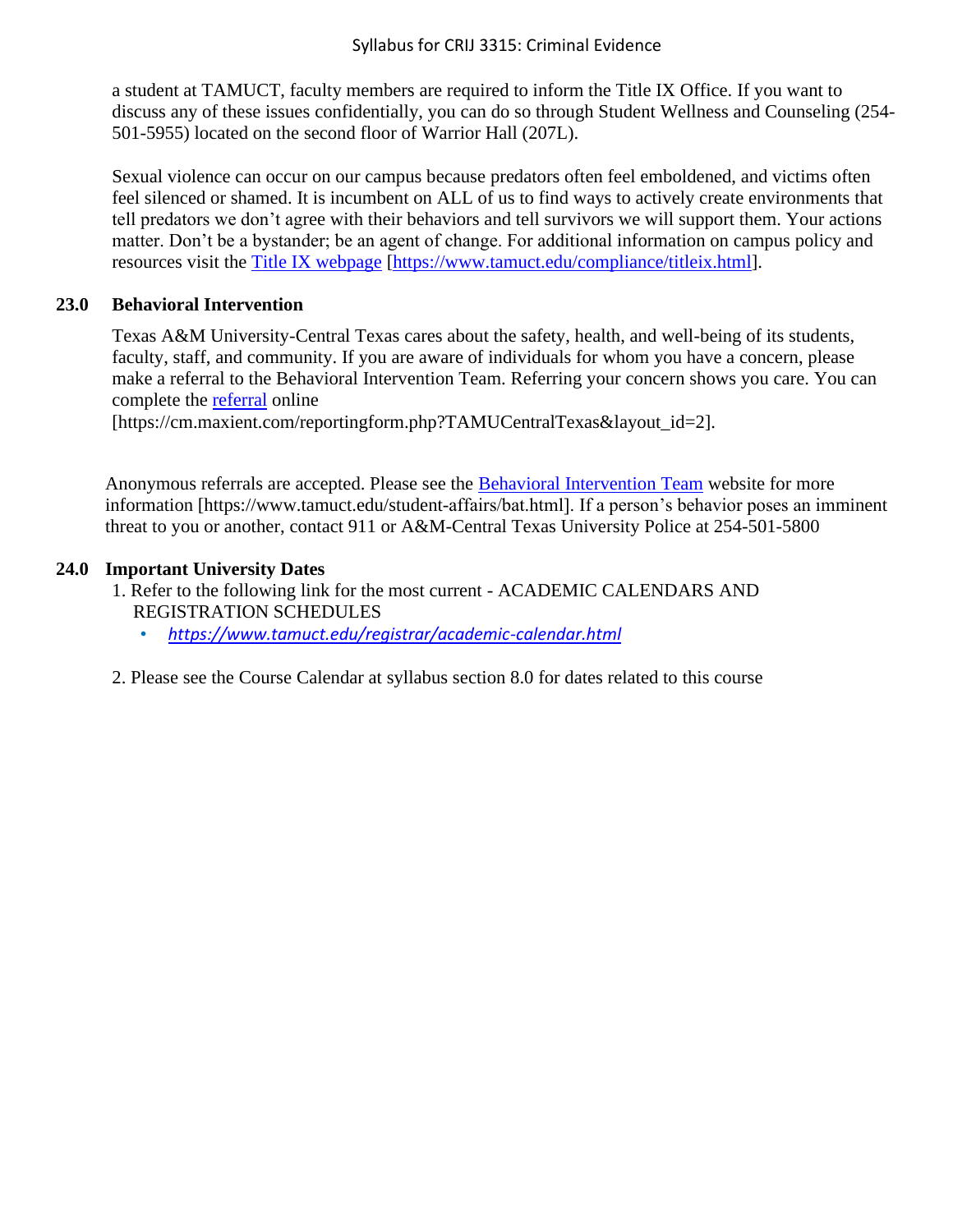a student at TAMUCT, faculty members are required to inform the Title IX Office. If you want to discuss any of these issues confidentially, you can do so through Student Wellness and Counseling (254-501-5955) located on the second floor of Warrior Hall (207L).

Sexual violence can occur on our campus because predators often feel emboldened, and victims often feel silenced or shamed. It is incumbent on ALL of us to find ways to actively create environments that tell predators we don't agree with their behaviors and tell survivors we will support them. Your actions matter. Don't be a bystander; be an agent of change. For additional information on campus policy and resources visit the [Title IX webpage](https://www.tamuct.edu/compliance/titleix.html) [https://www.tamuct.edu/compliance/titleix.html].

## 23.0 Behavioral Intervention

Texas A&M University-Central Texas cares about the safety, health, and well-being of its students, faculty, staff, and community. If you are aware of individuals for whom you have a concern, please make a referral to the Behavioral Intervention Team. Referring your concern shows you care. You can complete the [referral](https://cm.maxient.com/reportingform.php?TAMUCentralTexas&layout_id=2) online [https://cm.maxient.com/reportingform.php?TAMUCentralTexas&layout_id=2].

Anonymous referrals are accepted. Please see the [Behavioral Intervention Team](https://www.tamuct.edu/student-affairs/bat.html) website for more information [https://www.tamuct.edu/student-affairs/bat.html]. If a person's behavior poses an imminent threat to you or another, contact 911 or A&M-Central Texas University Police at 254-501-5800

## 24.0 Important University Dates

1. Refer to the following link for the most current - ACADEMIC CALENDARS AND REGISTRATION SCHEDULES
   - *https://www.tamuct.edu/registrar/academic-calendar.html*

2. Please see the Course Calendar at syllabus section 8.0 for dates related to this course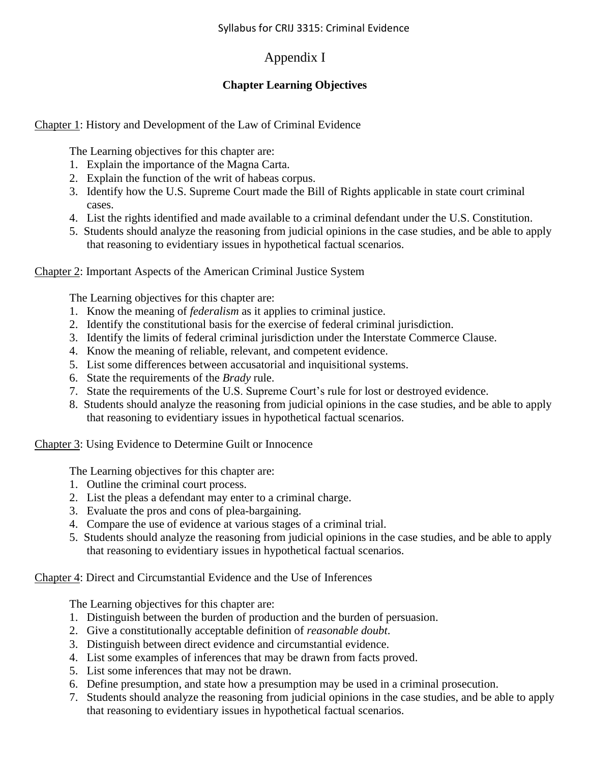# Appendix I

## Chapter Learning Objectives

Chapter 1: History and Development of the Law of Criminal Evidence

The Learning objectives for this chapter are:

1. Explain the importance of the Magna Carta.
2. Explain the function of the writ of habeas corpus.
3. Identify how the U.S. Supreme Court made the Bill of Rights applicable in state court criminal cases.
4. List the rights identified and made available to a criminal defendant under the U.S. Constitution.
5. Students should analyze the reasoning from judicial opinions in the case studies, and be able to apply that reasoning to evidentiary issues in hypothetical factual scenarios.

Chapter 2: Important Aspects of the American Criminal Justice System

The Learning objectives for this chapter are:

1. Know the meaning of *federalism* as it applies to criminal justice.
2. Identify the constitutional basis for the exercise of federal criminal jurisdiction.
3. Identify the limits of federal criminal jurisdiction under the Interstate Commerce Clause.
4. Know the meaning of reliable, relevant, and competent evidence.
5. List some differences between accusatorial and inquisitional systems.
6. State the requirements of the *Brady* rule.
7. State the requirements of the U.S. Supreme Court's rule for lost or destroyed evidence.
8. Students should analyze the reasoning from judicial opinions in the case studies, and be able to apply that reasoning to evidentiary issues in hypothetical factual scenarios.

Chapter 3: Using Evidence to Determine Guilt or Innocence

The Learning objectives for this chapter are:

1. Outline the criminal court process.
2. List the pleas a defendant may enter to a criminal charge.
3. Evaluate the pros and cons of plea-bargaining.
4. Compare the use of evidence at various stages of a criminal trial.
5. Students should analyze the reasoning from judicial opinions in the case studies, and be able to apply that reasoning to evidentiary issues in hypothetical factual scenarios.

Chapter 4: Direct and Circumstantial Evidence and the Use of Inferences

The Learning objectives for this chapter are:

1. Distinguish between the burden of production and the burden of persuasion.
2. Give a constitutionally acceptable definition of *reasonable doubt*.
3. Distinguish between direct evidence and circumstantial evidence.
4. List some examples of inferences that may be drawn from facts proved.
5. List some inferences that may not be drawn.
6. Define presumption, and state how a presumption may be used in a criminal prosecution.
7. Students should analyze the reasoning from judicial opinions in the case studies, and be able to apply that reasoning to evidentiary issues in hypothetical factual scenarios.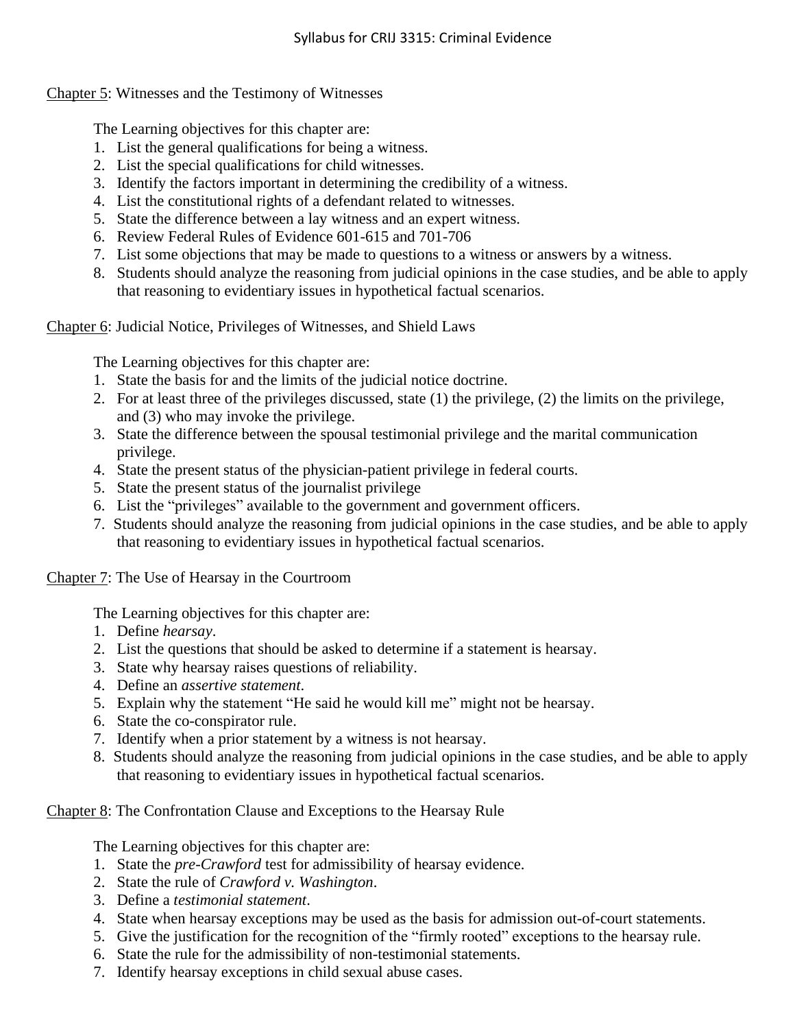Chapter 5: Witnesses and the Testimony of Witnesses

The Learning objectives for this chapter are:

1. List the general qualifications for being a witness.
2. List the special qualifications for child witnesses.
3. Identify the factors important in determining the credibility of a witness.
4. List the constitutional rights of a defendant related to witnesses.
5. State the difference between a lay witness and an expert witness.
6. Review Federal Rules of Evidence 601-615 and 701-706
7. List some objections that may be made to questions to a witness or answers by a witness.
8. Students should analyze the reasoning from judicial opinions in the case studies, and be able to apply that reasoning to evidentiary issues in hypothetical factual scenarios.

Chapter 6: Judicial Notice, Privileges of Witnesses, and Shield Laws

The Learning objectives for this chapter are:

1. State the basis for and the limits of the judicial notice doctrine.
2. For at least three of the privileges discussed, state (1) the privilege, (2) the limits on the privilege, and (3) who may invoke the privilege.
3. State the difference between the spousal testimonial privilege and the marital communication privilege.
4. State the present status of the physician-patient privilege in federal courts.
5. State the present status of the journalist privilege
6. List the "privileges" available to the government and government officers.
7. Students should analyze the reasoning from judicial opinions in the case studies, and be able to apply that reasoning to evidentiary issues in hypothetical factual scenarios.

Chapter 7: The Use of Hearsay in the Courtroom

The Learning objectives for this chapter are:

1. Define *hearsay*.
2. List the questions that should be asked to determine if a statement is hearsay.
3. State why hearsay raises questions of reliability.
4. Define an *assertive statement*.
5. Explain why the statement "He said he would kill me" might not be hearsay.
6. State the co-conspirator rule.
7. Identify when a prior statement by a witness is not hearsay.
8. Students should analyze the reasoning from judicial opinions in the case studies, and be able to apply that reasoning to evidentiary issues in hypothetical factual scenarios.

Chapter 8: The Confrontation Clause and Exceptions to the Hearsay Rule

The Learning objectives for this chapter are:

1. State the *pre-Crawford* test for admissibility of hearsay evidence.
2. State the rule of *Crawford v. Washington*.
3. Define a *testimonial statement*.
4. State when hearsay exceptions may be used as the basis for admission out-of-court statements.
5. Give the justification for the recognition of the "firmly rooted" exceptions to the hearsay rule.
6. State the rule for the admissibility of non-testimonial statements.
7. Identify hearsay exceptions in child sexual abuse cases.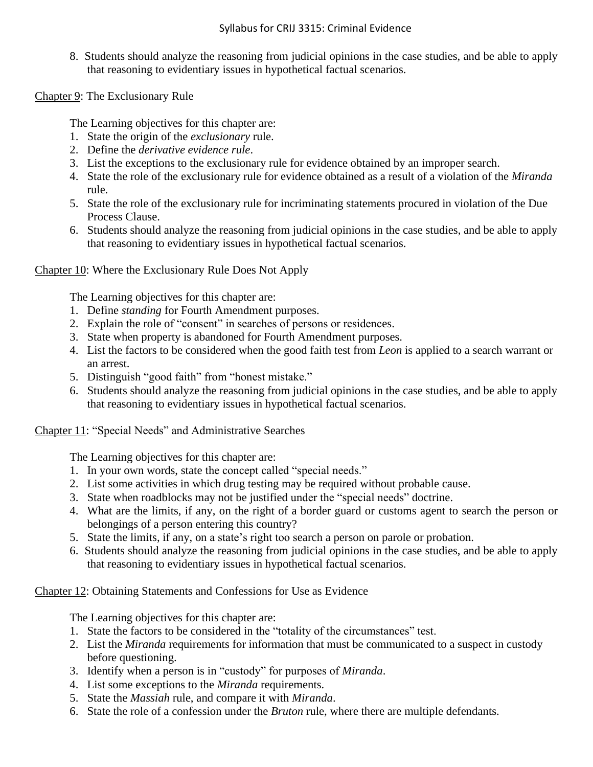8. Students should analyze the reasoning from judicial opinions in the case studies, and be able to apply that reasoning to evidentiary issues in hypothetical factual scenarios.

Chapter 9: The Exclusionary Rule

The Learning objectives for this chapter are:

1. State the origin of the *exclusionary* rule.
2. Define the *derivative evidence rule*.
3. List the exceptions to the exclusionary rule for evidence obtained by an improper search.
4. State the role of the exclusionary rule for evidence obtained as a result of a violation of the *Miranda* rule.
5. State the role of the exclusionary rule for incriminating statements procured in violation of the Due Process Clause.
6. Students should analyze the reasoning from judicial opinions in the case studies, and be able to apply that reasoning to evidentiary issues in hypothetical factual scenarios.

Chapter 10: Where the Exclusionary Rule Does Not Apply

The Learning objectives for this chapter are:

1. Define *standing* for Fourth Amendment purposes.
2. Explain the role of "consent" in searches of persons or residences.
3. State when property is abandoned for Fourth Amendment purposes.
4. List the factors to be considered when the good faith test from *Leon* is applied to a search warrant or an arrest.
5. Distinguish "good faith" from "honest mistake."
6. Students should analyze the reasoning from judicial opinions in the case studies, and be able to apply that reasoning to evidentiary issues in hypothetical factual scenarios.

Chapter 11: "Special Needs" and Administrative Searches

The Learning objectives for this chapter are:

1. In your own words, state the concept called "special needs."
2. List some activities in which drug testing may be required without probable cause.
3. State when roadblocks may not be justified under the "special needs" doctrine.
4. What are the limits, if any, on the right of a border guard or customs agent to search the person or belongings of a person entering this country?
5. State the limits, if any, on a state's right too search a person on parole or probation.
6. Students should analyze the reasoning from judicial opinions in the case studies, and be able to apply that reasoning to evidentiary issues in hypothetical factual scenarios.

Chapter 12: Obtaining Statements and Confessions for Use as Evidence

The Learning objectives for this chapter are:

1. State the factors to be considered in the "totality of the circumstances" test.
2. List the *Miranda* requirements for information that must be communicated to a suspect in custody before questioning.
3. Identify when a person is in "custody" for purposes of *Miranda*.
4. List some exceptions to the *Miranda* requirements.
5. State the *Massiah* rule, and compare it with *Miranda*.
6. State the role of a confession under the *Bruton* rule, where there are multiple defendants.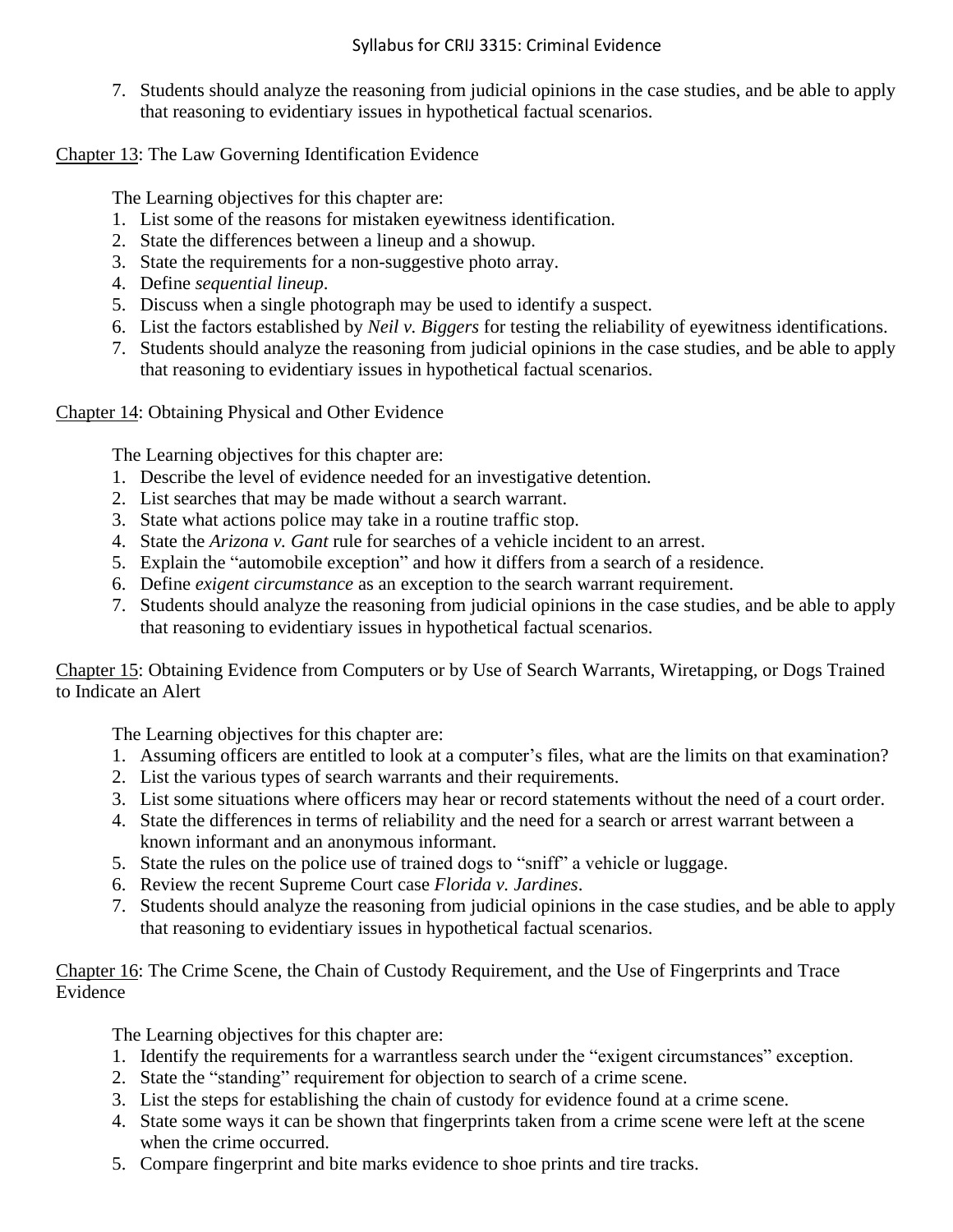7. Students should analyze the reasoning from judicial opinions in the case studies, and be able to apply that reasoning to evidentiary issues in hypothetical factual scenarios.

<u>Chapter 13</u>: The Law Governing Identification Evidence

The Learning objectives for this chapter are:

1. List some of the reasons for mistaken eyewitness identification.
2. State the differences between a lineup and a showup.
3. State the requirements for a non-suggestive photo array.
4. Define *sequential lineup*.
5. Discuss when a single photograph may be used to identify a suspect.
6. List the factors established by *Neil v. Biggers* for testing the reliability of eyewitness identifications.
7. Students should analyze the reasoning from judicial opinions in the case studies, and be able to apply that reasoning to evidentiary issues in hypothetical factual scenarios.

<u>Chapter 14</u>: Obtaining Physical and Other Evidence

The Learning objectives for this chapter are:

1. Describe the level of evidence needed for an investigative detention.
2. List searches that may be made without a search warrant.
3. State what actions police may take in a routine traffic stop.
4. State the *Arizona v. Gant* rule for searches of a vehicle incident to an arrest.
5. Explain the "automobile exception" and how it differs from a search of a residence.
6. Define *exigent circumstance* as an exception to the search warrant requirement.
7. Students should analyze the reasoning from judicial opinions in the case studies, and be able to apply that reasoning to evidentiary issues in hypothetical factual scenarios.

<u>Chapter 15</u>: Obtaining Evidence from Computers or by Use of Search Warrants, Wiretapping, or Dogs Trained to Indicate an Alert

The Learning objectives for this chapter are:

1. Assuming officers are entitled to look at a computer's files, what are the limits on that examination?
2. List the various types of search warrants and their requirements.
3. List some situations where officers may hear or record statements without the need of a court order.
4. State the differences in terms of reliability and the need for a search or arrest warrant between a known informant and an anonymous informant.
5. State the rules on the police use of trained dogs to "sniff" a vehicle or luggage.
6. Review the recent Supreme Court case *Florida v. Jardines*.
7. Students should analyze the reasoning from judicial opinions in the case studies, and be able to apply that reasoning to evidentiary issues in hypothetical factual scenarios.

<u>Chapter 16</u>: The Crime Scene, the Chain of Custody Requirement, and the Use of Fingerprints and Trace Evidence

The Learning objectives for this chapter are:

1. Identify the requirements for a warrantless search under the "exigent circumstances" exception.
2. State the "standing" requirement for objection to search of a crime scene.
3. List the steps for establishing the chain of custody for evidence found at a crime scene.
4. State some ways it can be shown that fingerprints taken from a crime scene were left at the scene when the crime occurred.
5. Compare fingerprint and bite marks evidence to shoe prints and tire tracks.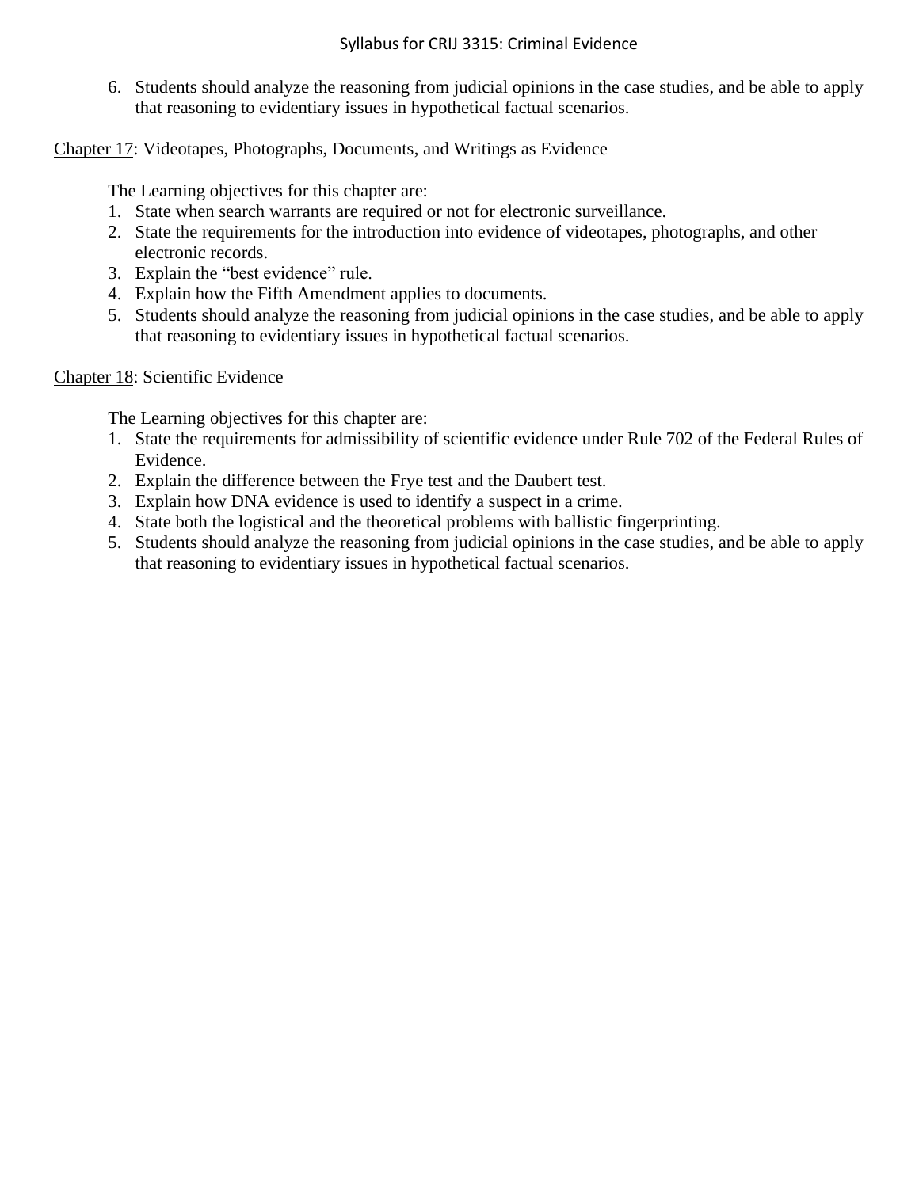6. Students should analyze the reasoning from judicial opinions in the case studies, and be able to apply that reasoning to evidentiary issues in hypothetical factual scenarios.

<u>Chapter 17</u>: Videotapes, Photographs, Documents, and Writings as Evidence

The Learning objectives for this chapter are:

1. State when search warrants are required or not for electronic surveillance.
2. State the requirements for the introduction into evidence of videotapes, photographs, and other electronic records.
3. Explain the "best evidence" rule.
4. Explain how the Fifth Amendment applies to documents.
5. Students should analyze the reasoning from judicial opinions in the case studies, and be able to apply that reasoning to evidentiary issues in hypothetical factual scenarios.

<u>Chapter 18</u>: Scientific Evidence

The Learning objectives for this chapter are:

1. State the requirements for admissibility of scientific evidence under Rule 702 of the Federal Rules of Evidence.
2. Explain the difference between the Frye test and the Daubert test.
3. Explain how DNA evidence is used to identify a suspect in a crime.
4. State both the logistical and the theoretical problems with ballistic fingerprinting.
5. Students should analyze the reasoning from judicial opinions in the case studies, and be able to apply that reasoning to evidentiary issues in hypothetical factual scenarios.